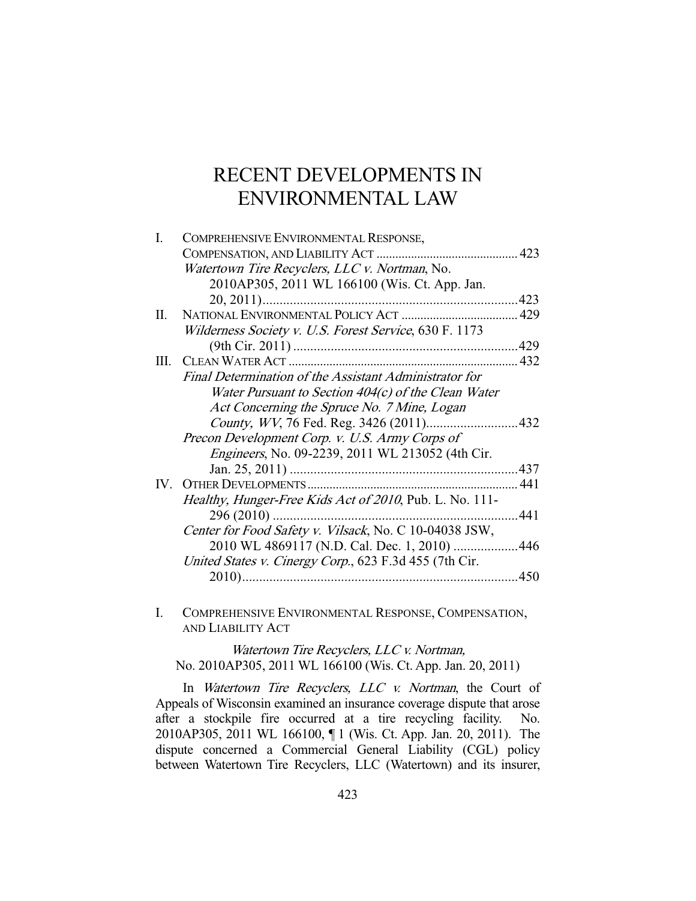# RECENT DEVELOPMENTS IN ENVIRONMENTAL LAW

| | | |
|---|---|---|
| I. | COMPREHENSIVE ENVIRONMENTAL RESPONSE, COMPENSATION, AND LIABILITY ACT | 423 |
| | *Watertown Tire Recyclers, LLC v. Nortman*, No. 2010AP305, 2011 WL 166100 (Wis. Ct. App. Jan. 20, 2011) | 423 |
| II. | NATIONAL ENVIRONMENTAL POLICY ACT | 429 |
| | *Wilderness Society v. U.S. Forest Service*, 630 F. 1173 (9th Cir. 2011) | 429 |
| III. | CLEAN WATER ACT | 432 |
| | *Final Determination of the Assistant Administrator for Water Pursuant to Section 404(c) of the Clean Water Act Concerning the Spruce No. 7 Mine, Logan County, WV*, 76 Fed. Reg. 3426 (2011) | 432 |
| | *Precon Development Corp. v. U.S. Army Corps of Engineers*, No. 09-2239, 2011 WL 213052 (4th Cir. Jan. 25, 2011) | 437 |
| IV. | OTHER DEVELOPMENTS | 441 |
| | *Healthy, Hunger-Free Kids Act of 2010*, Pub. L. No. 111-296 (2010) | 441 |
| | *Center for Food Safety v. Vilsack*, No. C 10-04038 JSW, 2010 WL 4869117 (N.D. Cal. Dec. 1, 2010) | 446 |
| | *United States v. Cinergy Corp.*, 623 F.3d 455 (7th Cir. 2010) | 450 |

## I. COMPREHENSIVE ENVIRONMENTAL RESPONSE, COMPENSATION, AND LIABILITY ACT

*Watertown Tire Recyclers, LLC v. Nortman,*
No. 2010AP305, 2011 WL 166100 (Wis. Ct. App. Jan. 20, 2011)

In *Watertown Tire Recyclers, LLC v. Nortman*, the Court of Appeals of Wisconsin examined an insurance coverage dispute that arose after a stockpile fire occurred at a tire recycling facility. No. 2010AP305, 2011 WL 166100, ¶ 1 (Wis. Ct. App. Jan. 20, 2011). The dispute concerned a Commercial General Liability (CGL) policy between Watertown Tire Recyclers, LLC (Watertown) and its insurer,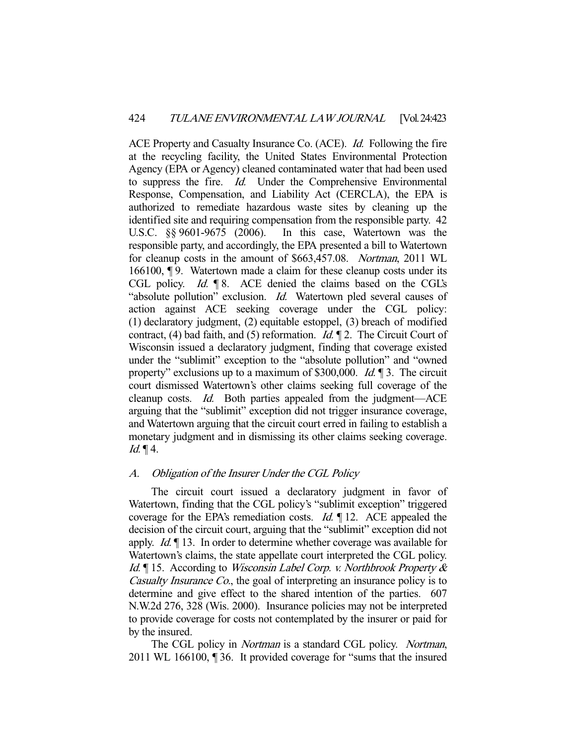ACE Property and Casualty Insurance Co. (ACE). *Id.* Following the fire at the recycling facility, the United States Environmental Protection Agency (EPA or Agency) cleaned contaminated water that had been used to suppress the fire. *Id.* Under the Comprehensive Environmental Response, Compensation, and Liability Act (CERCLA), the EPA is authorized to remediate hazardous waste sites by cleaning up the identified site and requiring compensation from the responsible party. 42 U.S.C. §§ 9601-9675 (2006). In this case, Watertown was the responsible party, and accordingly, the EPA presented a bill to Watertown for cleanup costs in the amount of $663,457.08. *Nortman*, 2011 WL 166100, ¶ 9. Watertown made a claim for these cleanup costs under its CGL policy. *Id.* ¶ 8. ACE denied the claims based on the CGL's "absolute pollution" exclusion. *Id.* Watertown pled several causes of action against ACE seeking coverage under the CGL policy: (1) declaratory judgment, (2) equitable estoppel, (3) breach of modified contract, (4) bad faith, and (5) reformation. *Id.* ¶ 2. The Circuit Court of Wisconsin issued a declaratory judgment, finding that coverage existed under the "sublimit" exception to the "absolute pollution" and "owned property" exclusions up to a maximum of $300,000. *Id.* ¶ 3. The circuit court dismissed Watertown's other claims seeking full coverage of the cleanup costs. *Id.* Both parties appealed from the judgment—ACE arguing that the "sublimit" exception did not trigger insurance coverage, and Watertown arguing that the circuit court erred in failing to establish a monetary judgment and in dismissing its other claims seeking coverage. *Id.* ¶ 4.

### *A. Obligation of the Insurer Under the CGL Policy*

The circuit court issued a declaratory judgment in favor of Watertown, finding that the CGL policy's "sublimit exception" triggered coverage for the EPA's remediation costs. *Id.* ¶ 12. ACE appealed the decision of the circuit court, arguing that the "sublimit" exception did not apply. *Id.* ¶ 13. In order to determine whether coverage was available for Watertown's claims, the state appellate court interpreted the CGL policy. *Id.* ¶ 15. According to *Wisconsin Label Corp. v. Northbrook Property & Casualty Insurance Co.*, the goal of interpreting an insurance policy is to determine and give effect to the shared intention of the parties. 607 N.W.2d 276, 328 (Wis. 2000). Insurance policies may not be interpreted to provide coverage for costs not contemplated by the insurer or paid for by the insured.

The CGL policy in *Nortman* is a standard CGL policy. *Nortman*, 2011 WL 166100, ¶ 36. It provided coverage for "sums that the insured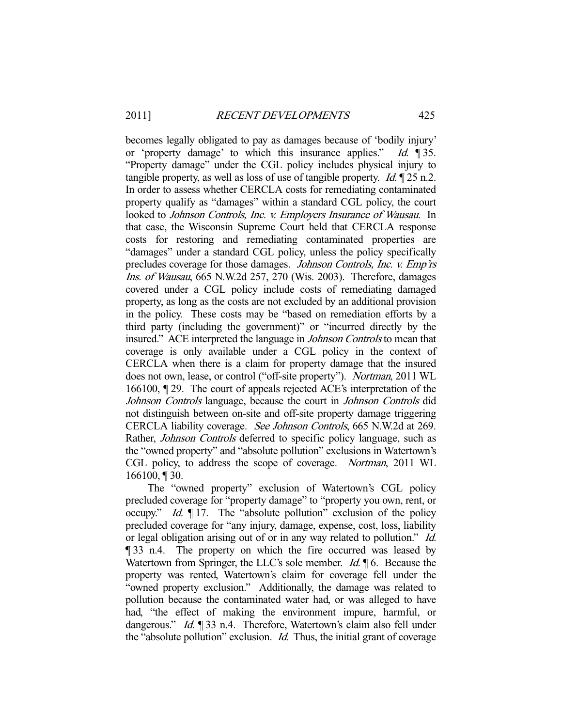becomes legally obligated to pay as damages because of 'bodily injury' or 'property damage' to which this insurance applies." *Id.* ¶ 35. "Property damage" under the CGL policy includes physical injury to tangible property, as well as loss of use of tangible property. *Id.* ¶ 25 n.2. In order to assess whether CERCLA costs for remediating contaminated property qualify as "damages" within a standard CGL policy, the court looked to *Johnson Controls, Inc. v. Employers Insurance of Wausau*. In that case, the Wisconsin Supreme Court held that CERCLA response costs for restoring and remediating contaminated properties are "damages" under a standard CGL policy, unless the policy specifically precludes coverage for those damages. *Johnson Controls, Inc. v. Emp'rs Ins. of Wausau*, 665 N.W.2d 257, 270 (Wis. 2003). Therefore, damages covered under a CGL policy include costs of remediating damaged property, as long as the costs are not excluded by an additional provision in the policy. These costs may be "based on remediation efforts by a third party (including the government)" or "incurred directly by the insured." ACE interpreted the language in *Johnson Controls* to mean that coverage is only available under a CGL policy in the context of CERCLA when there is a claim for property damage that the insured does not own, lease, or control ("off-site property"). *Nortman*, 2011 WL 166100, ¶ 29. The court of appeals rejected ACE's interpretation of the *Johnson Controls* language, because the court in *Johnson Controls* did not distinguish between on-site and off-site property damage triggering CERCLA liability coverage. *See Johnson Controls*, 665 N.W.2d at 269. Rather, *Johnson Controls* deferred to specific policy language, such as the "owned property" and "absolute pollution" exclusions in Watertown's CGL policy, to address the scope of coverage. *Nortman*, 2011 WL 166100, ¶ 30.

The "owned property" exclusion of Watertown's CGL policy precluded coverage for "property damage" to "property you own, rent, or occupy." *Id.* ¶ 17. The "absolute pollution" exclusion of the policy precluded coverage for "any injury, damage, expense, cost, loss, liability or legal obligation arising out of or in any way related to pollution." *Id.* ¶ 33 n.4. The property on which the fire occurred was leased by Watertown from Springer, the LLC's sole member. *Id.* ¶ 6. Because the property was rented, Watertown's claim for coverage fell under the "owned property exclusion." Additionally, the damage was related to pollution because the contaminated water had, or was alleged to have had, "the effect of making the environment impure, harmful, or dangerous." *Id.* ¶ 33 n.4. Therefore, Watertown's claim also fell under the "absolute pollution" exclusion. *Id.* Thus, the initial grant of coverage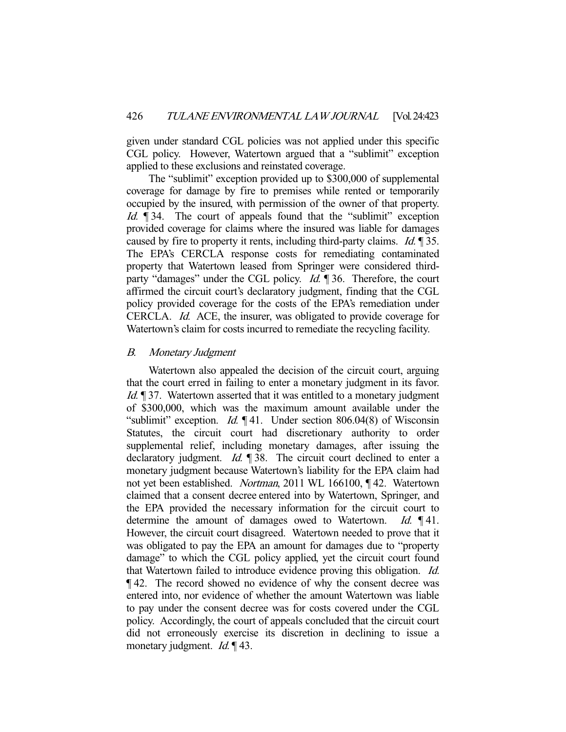given under standard CGL policies was not applied under this specific CGL policy. However, Watertown argued that a "sublimit" exception applied to these exclusions and reinstated coverage.

The "sublimit" exception provided up to $300,000 of supplemental coverage for damage by fire to premises while rented or temporarily occupied by the insured, with permission of the owner of that property. *Id.* ¶ 34. The court of appeals found that the "sublimit" exception provided coverage for claims where the insured was liable for damages caused by fire to property it rents, including third-party claims. *Id.* ¶ 35. The EPA's CERCLA response costs for remediating contaminated property that Watertown leased from Springer were considered third-party "damages" under the CGL policy. *Id.* ¶ 36. Therefore, the court affirmed the circuit court's declaratory judgment, finding that the CGL policy provided coverage for the costs of the EPA's remediation under CERCLA. *Id.* ACE, the insurer, was obligated to provide coverage for Watertown's claim for costs incurred to remediate the recycling facility.

### *B. Monetary Judgment*

Watertown also appealed the decision of the circuit court, arguing that the court erred in failing to enter a monetary judgment in its favor. *Id.* ¶ 37. Watertown asserted that it was entitled to a monetary judgment of $300,000, which was the maximum amount available under the "sublimit" exception. *Id.* ¶ 41. Under section 806.04(8) of Wisconsin Statutes, the circuit court had discretionary authority to order supplemental relief, including monetary damages, after issuing the declaratory judgment. *Id.* ¶ 38. The circuit court declined to enter a monetary judgment because Watertown's liability for the EPA claim had not yet been established. *Nortman*, 2011 WL 166100, ¶ 42. Watertown claimed that a consent decree entered into by Watertown, Springer, and the EPA provided the necessary information for the circuit court to determine the amount of damages owed to Watertown. *Id.* ¶ 41. However, the circuit court disagreed. Watertown needed to prove that it was obligated to pay the EPA an amount for damages due to "property damage" to which the CGL policy applied, yet the circuit court found that Watertown failed to introduce evidence proving this obligation. *Id.* ¶ 42. The record showed no evidence of why the consent decree was entered into, nor evidence of whether the amount Watertown was liable to pay under the consent decree was for costs covered under the CGL policy. Accordingly, the court of appeals concluded that the circuit court did not erroneously exercise its discretion in declining to issue a monetary judgment. *Id.* ¶ 43.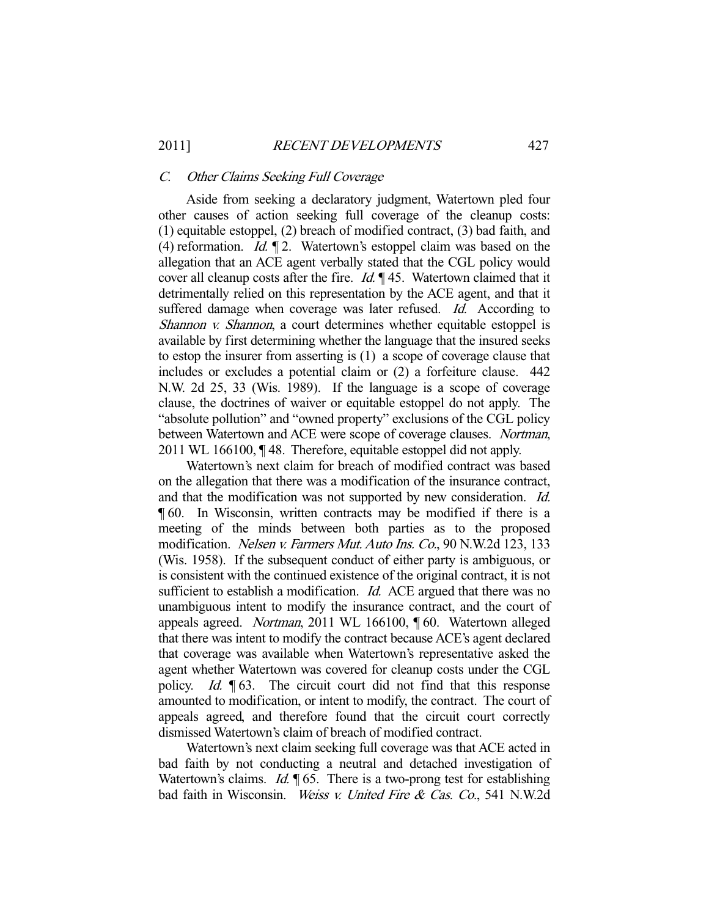### *C. Other Claims Seeking Full Coverage*

Aside from seeking a declaratory judgment, Watertown pled four other causes of action seeking full coverage of the cleanup costs: (1) equitable estoppel, (2) breach of modified contract, (3) bad faith, and (4) reformation. *Id.* ¶ 2. Watertown's estoppel claim was based on the allegation that an ACE agent verbally stated that the CGL policy would cover all cleanup costs after the fire. *Id.* ¶ 45. Watertown claimed that it detrimentally relied on this representation by the ACE agent, and that it suffered damage when coverage was later refused. *Id.* According to *Shannon v. Shannon*, a court determines whether equitable estoppel is available by first determining whether the language that the insured seeks to estop the insurer from asserting is (1) a scope of coverage clause that includes or excludes a potential claim or (2) a forfeiture clause. 442 N.W. 2d 25, 33 (Wis. 1989). If the language is a scope of coverage clause, the doctrines of waiver or equitable estoppel do not apply. The "absolute pollution" and "owned property" exclusions of the CGL policy between Watertown and ACE were scope of coverage clauses. *Nortman*, 2011 WL 166100, ¶ 48. Therefore, equitable estoppel did not apply.

Watertown's next claim for breach of modified contract was based on the allegation that there was a modification of the insurance contract, and that the modification was not supported by new consideration. *Id.* ¶ 60. In Wisconsin, written contracts may be modified if there is a meeting of the minds between both parties as to the proposed modification. *Nelsen v. Farmers Mut. Auto Ins. Co.*, 90 N.W.2d 123, 133 (Wis. 1958). If the subsequent conduct of either party is ambiguous, or is consistent with the continued existence of the original contract, it is not sufficient to establish a modification. *Id.* ACE argued that there was no unambiguous intent to modify the insurance contract, and the court of appeals agreed. *Nortman*, 2011 WL 166100, ¶ 60. Watertown alleged that there was intent to modify the contract because ACE's agent declared that coverage was available when Watertown's representative asked the agent whether Watertown was covered for cleanup costs under the CGL policy. *Id.* ¶ 63. The circuit court did not find that this response amounted to modification, or intent to modify, the contract. The court of appeals agreed, and therefore found that the circuit court correctly dismissed Watertown's claim of breach of modified contract.

Watertown's next claim seeking full coverage was that ACE acted in bad faith by not conducting a neutral and detached investigation of Watertown's claims. *Id.* ¶ 65. There is a two-prong test for establishing bad faith in Wisconsin. *Weiss v. United Fire & Cas. Co.*, 541 N.W.2d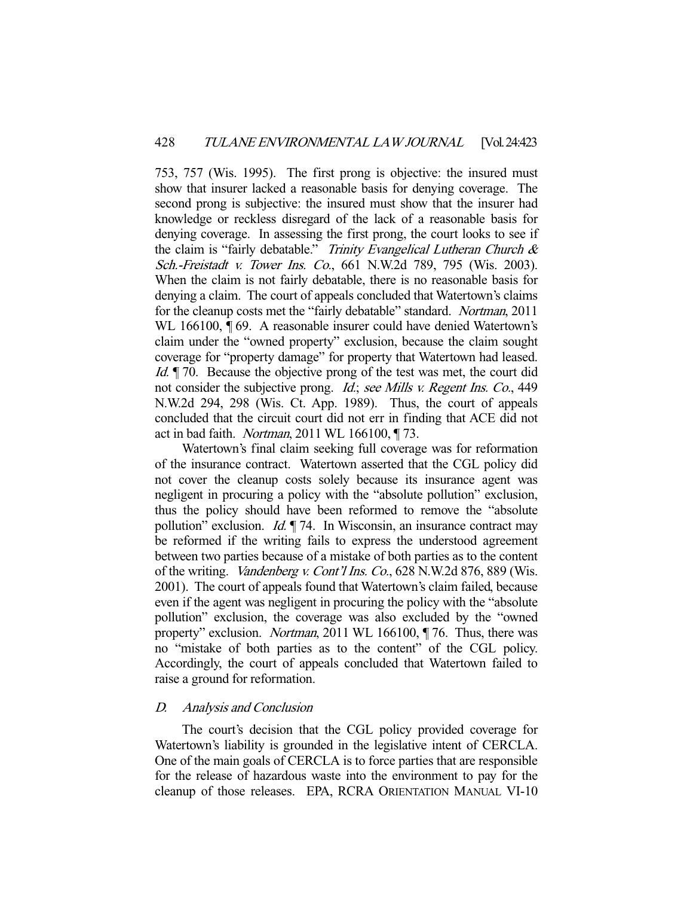753, 757 (Wis. 1995). The first prong is objective: the insured must show that insurer lacked a reasonable basis for denying coverage. The second prong is subjective: the insured must show that the insurer had knowledge or reckless disregard of the lack of a reasonable basis for denying coverage. In assessing the first prong, the court looks to see if the claim is "fairly debatable." *Trinity Evangelical Lutheran Church & Sch.-Freistadt v. Tower Ins. Co.*, 661 N.W.2d 789, 795 (Wis. 2003). When the claim is not fairly debatable, there is no reasonable basis for denying a claim. The court of appeals concluded that Watertown's claims for the cleanup costs met the "fairly debatable" standard. *Nortman*, 2011 WL 166100, ¶ 69. A reasonable insurer could have denied Watertown's claim under the "owned property" exclusion, because the claim sought coverage for "property damage" for property that Watertown had leased. *Id.* ¶ 70. Because the objective prong of the test was met, the court did not consider the subjective prong. *Id.*; *see Mills v. Regent Ins. Co.*, 449 N.W.2d 294, 298 (Wis. Ct. App. 1989). Thus, the court of appeals concluded that the circuit court did not err in finding that ACE did not act in bad faith. *Nortman*, 2011 WL 166100, ¶ 73.

Watertown's final claim seeking full coverage was for reformation of the insurance contract. Watertown asserted that the CGL policy did not cover the cleanup costs solely because its insurance agent was negligent in procuring a policy with the "absolute pollution" exclusion, thus the policy should have been reformed to remove the "absolute pollution" exclusion. *Id.* ¶ 74. In Wisconsin, an insurance contract may be reformed if the writing fails to express the understood agreement between two parties because of a mistake of both parties as to the content of the writing. *Vandenberg v. Cont'l Ins. Co.*, 628 N.W.2d 876, 889 (Wis. 2001). The court of appeals found that Watertown's claim failed, because even if the agent was negligent in procuring the policy with the "absolute pollution" exclusion, the coverage was also excluded by the "owned property" exclusion. *Nortman*, 2011 WL 166100, ¶ 76. Thus, there was no "mistake of both parties as to the content" of the CGL policy. Accordingly, the court of appeals concluded that Watertown failed to raise a ground for reformation.

### D. *Analysis and Conclusion*

The court's decision that the CGL policy provided coverage for Watertown's liability is grounded in the legislative intent of CERCLA. One of the main goals of CERCLA is to force parties that are responsible for the release of hazardous waste into the environment to pay for the cleanup of those releases. EPA, RCRA ORIENTATION MANUAL VI-10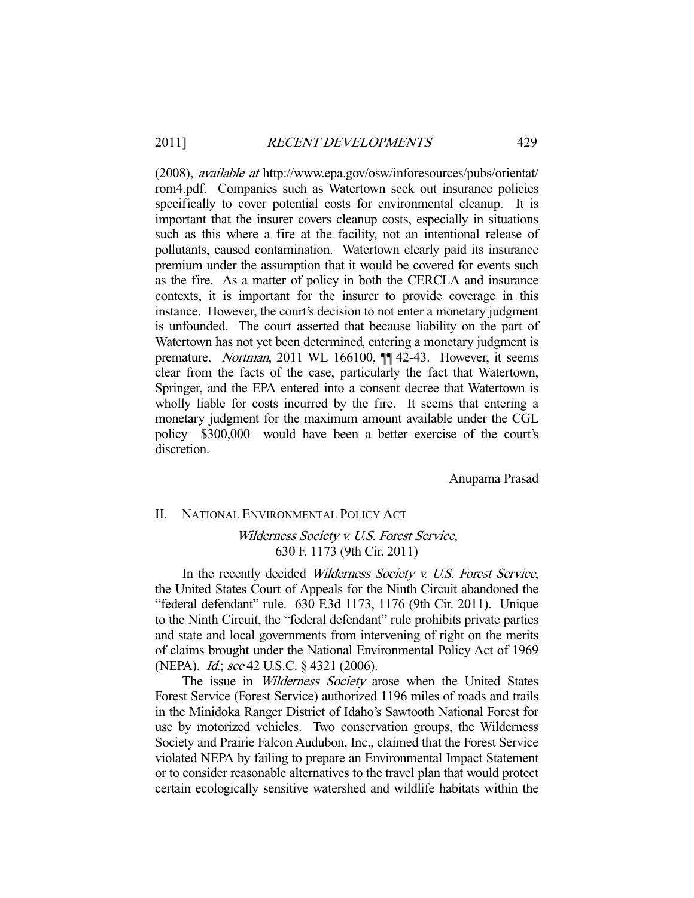(2008), *available at* http://www.epa.gov/osw/inforesources/pubs/orientat/rom4.pdf. Companies such as Watertown seek out insurance policies specifically to cover potential costs for environmental cleanup. It is important that the insurer covers cleanup costs, especially in situations such as this where a fire at the facility, not an intentional release of pollutants, caused contamination. Watertown clearly paid its insurance premium under the assumption that it would be covered for events such as the fire. As a matter of policy in both the CERCLA and insurance contexts, it is important for the insurer to provide coverage in this instance. However, the court's decision to not enter a monetary judgment is unfounded. The court asserted that because liability on the part of Watertown has not yet been determined, entering a monetary judgment is premature. *Nortman*, 2011 WL 166100, ¶¶ 42-43. However, it seems clear from the facts of the case, particularly the fact that Watertown, Springer, and the EPA entered into a consent decree that Watertown is wholly liable for costs incurred by the fire. It seems that entering a monetary judgment for the maximum amount available under the CGL policy—$300,000—would have been a better exercise of the court's discretion.

Anupama Prasad

## II. NATIONAL ENVIRONMENTAL POLICY ACT

### *Wilderness Society v. U.S. Forest Service*, 630 F. 1173 (9th Cir. 2011)

In the recently decided *Wilderness Society v. U.S. Forest Service*, the United States Court of Appeals for the Ninth Circuit abandoned the "federal defendant" rule. 630 F.3d 1173, 1176 (9th Cir. 2011). Unique to the Ninth Circuit, the "federal defendant" rule prohibits private parties and state and local governments from intervening of right on the merits of claims brought under the National Environmental Policy Act of 1969 (NEPA). *Id.*; *see* 42 U.S.C. § 4321 (2006).

The issue in *Wilderness Society* arose when the United States Forest Service (Forest Service) authorized 1196 miles of roads and trails in the Minidoka Ranger District of Idaho's Sawtooth National Forest for use by motorized vehicles. Two conservation groups, the Wilderness Society and Prairie Falcon Audubon, Inc., claimed that the Forest Service violated NEPA by failing to prepare an Environmental Impact Statement or to consider reasonable alternatives to the travel plan that would protect certain ecologically sensitive watershed and wildlife habitats within the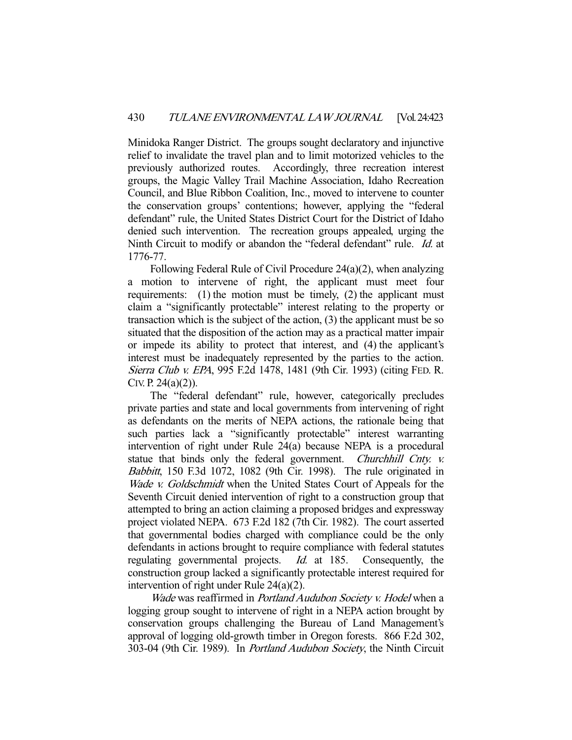Minidoka Ranger District. The groups sought declaratory and injunctive relief to invalidate the travel plan and to limit motorized vehicles to the previously authorized routes. Accordingly, three recreation interest groups, the Magic Valley Trail Machine Association, Idaho Recreation Council, and Blue Ribbon Coalition, Inc., moved to intervene to counter the conservation groups' contentions; however, applying the "federal defendant" rule, the United States District Court for the District of Idaho denied such intervention. The recreation groups appealed, urging the Ninth Circuit to modify or abandon the "federal defendant" rule. *Id.* at 1776-77.

Following Federal Rule of Civil Procedure 24(a)(2), when analyzing a motion to intervene of right, the applicant must meet four requirements: (1) the motion must be timely, (2) the applicant must claim a "significantly protectable" interest relating to the property or transaction which is the subject of the action, (3) the applicant must be so situated that the disposition of the action may as a practical matter impair or impede its ability to protect that interest, and (4) the applicant's interest must be inadequately represented by the parties to the action. *Sierra Club v. EPA*, 995 F.2d 1478, 1481 (9th Cir. 1993) (citing FED. R. CIV. P. 24(a)(2)).

The "federal defendant" rule, however, categorically precludes private parties and state and local governments from intervening of right as defendants on the merits of NEPA actions, the rationale being that such parties lack a "significantly protectable" interest warranting intervention of right under Rule 24(a) because NEPA is a procedural statue that binds only the federal government. *Churchhill Cnty. v. Babbitt*, 150 F.3d 1072, 1082 (9th Cir. 1998). The rule originated in *Wade v. Goldschmidt* when the United States Court of Appeals for the Seventh Circuit denied intervention of right to a construction group that attempted to bring an action claiming a proposed bridges and expressway project violated NEPA. 673 F.2d 182 (7th Cir. 1982). The court asserted that governmental bodies charged with compliance could be the only defendants in actions brought to require compliance with federal statutes regulating governmental projects. *Id.* at 185. Consequently, the construction group lacked a significantly protectable interest required for intervention of right under Rule 24(a)(2).

*Wade* was reaffirmed in *Portland Audubon Society v. Hodel* when a logging group sought to intervene of right in a NEPA action brought by conservation groups challenging the Bureau of Land Management's approval of logging old-growth timber in Oregon forests. 866 F.2d 302, 303-04 (9th Cir. 1989). In *Portland Audubon Society*, the Ninth Circuit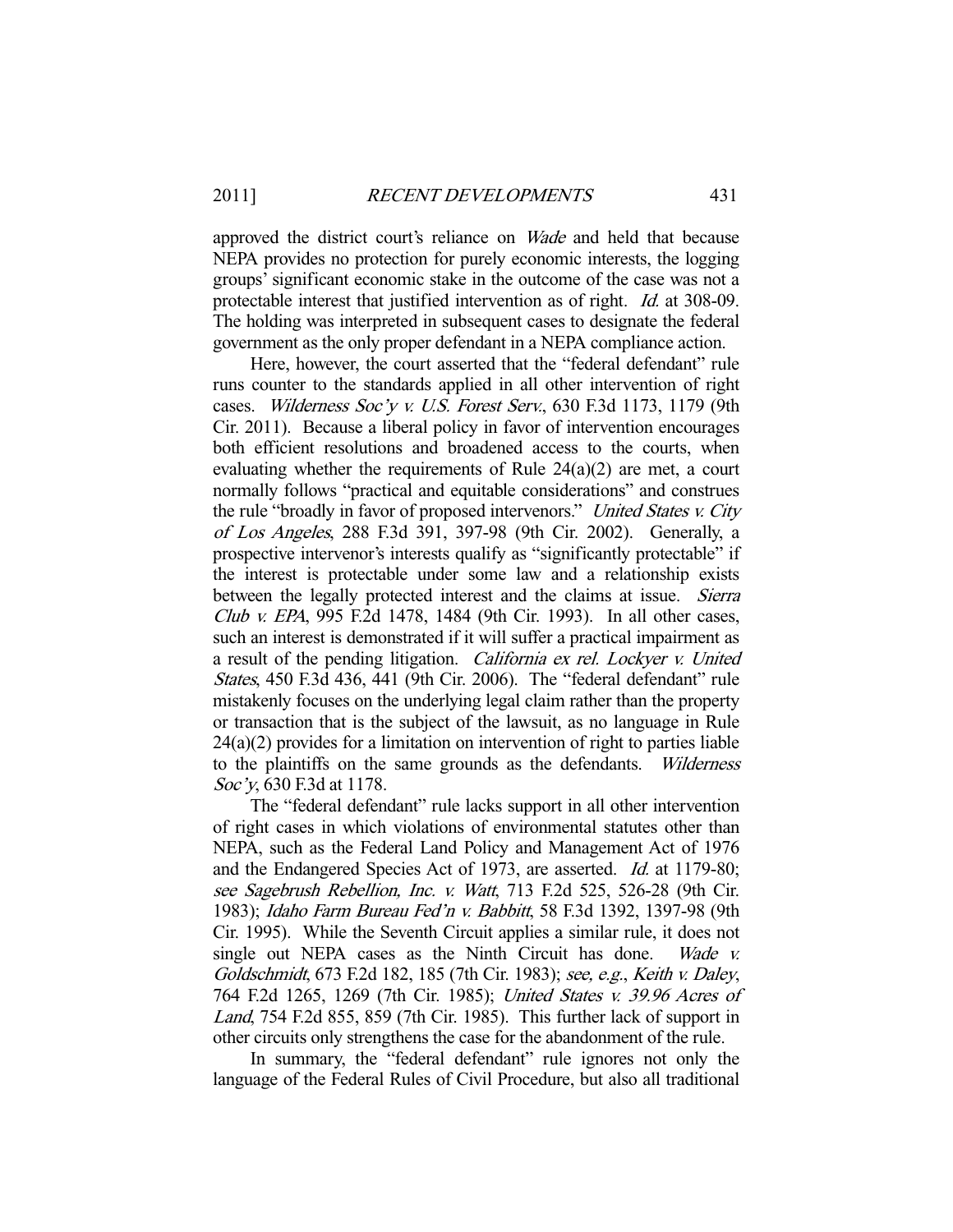approved the district court's reliance on *Wade* and held that because NEPA provides no protection for purely economic interests, the logging groups' significant economic stake in the outcome of the case was not a protectable interest that justified intervention as of right. *Id.* at 308-09. The holding was interpreted in subsequent cases to designate the federal government as the only proper defendant in a NEPA compliance action.

Here, however, the court asserted that the "federal defendant" rule runs counter to the standards applied in all other intervention of right cases. *Wilderness Soc'y v. U.S. Forest Serv.*, 630 F.3d 1173, 1179 (9th Cir. 2011). Because a liberal policy in favor of intervention encourages both efficient resolutions and broadened access to the courts, when evaluating whether the requirements of Rule 24(a)(2) are met, a court normally follows "practical and equitable considerations" and construes the rule "broadly in favor of proposed intervenors." *United States v. City of Los Angeles*, 288 F.3d 391, 397-98 (9th Cir. 2002). Generally, a prospective intervenor's interests qualify as "significantly protectable" if the interest is protectable under some law and a relationship exists between the legally protected interest and the claims at issue. *Sierra Club v. EPA*, 995 F.2d 1478, 1484 (9th Cir. 1993). In all other cases, such an interest is demonstrated if it will suffer a practical impairment as a result of the pending litigation. *California ex rel. Lockyer v. United States*, 450 F.3d 436, 441 (9th Cir. 2006). The "federal defendant" rule mistakenly focuses on the underlying legal claim rather than the property or transaction that is the subject of the lawsuit, as no language in Rule 24(a)(2) provides for a limitation on intervention of right to parties liable to the plaintiffs on the same grounds as the defendants. *Wilderness Soc'y*, 630 F.3d at 1178.

The "federal defendant" rule lacks support in all other intervention of right cases in which violations of environmental statutes other than NEPA, such as the Federal Land Policy and Management Act of 1976 and the Endangered Species Act of 1973, are asserted. *Id.* at 1179-80; *see Sagebrush Rebellion, Inc. v. Watt*, 713 F.2d 525, 526-28 (9th Cir. 1983); *Idaho Farm Bureau Fed'n v. Babbitt*, 58 F.3d 1392, 1397-98 (9th Cir. 1995). While the Seventh Circuit applies a similar rule, it does not single out NEPA cases as the Ninth Circuit has done. *Wade v. Goldschmidt*, 673 F.2d 182, 185 (7th Cir. 1983); *see, e.g.*, *Keith v. Daley*, 764 F.2d 1265, 1269 (7th Cir. 1985); *United States v. 39.96 Acres of Land*, 754 F.2d 855, 859 (7th Cir. 1985). This further lack of support in other circuits only strengthens the case for the abandonment of the rule.

In summary, the "federal defendant" rule ignores not only the language of the Federal Rules of Civil Procedure, but also all traditional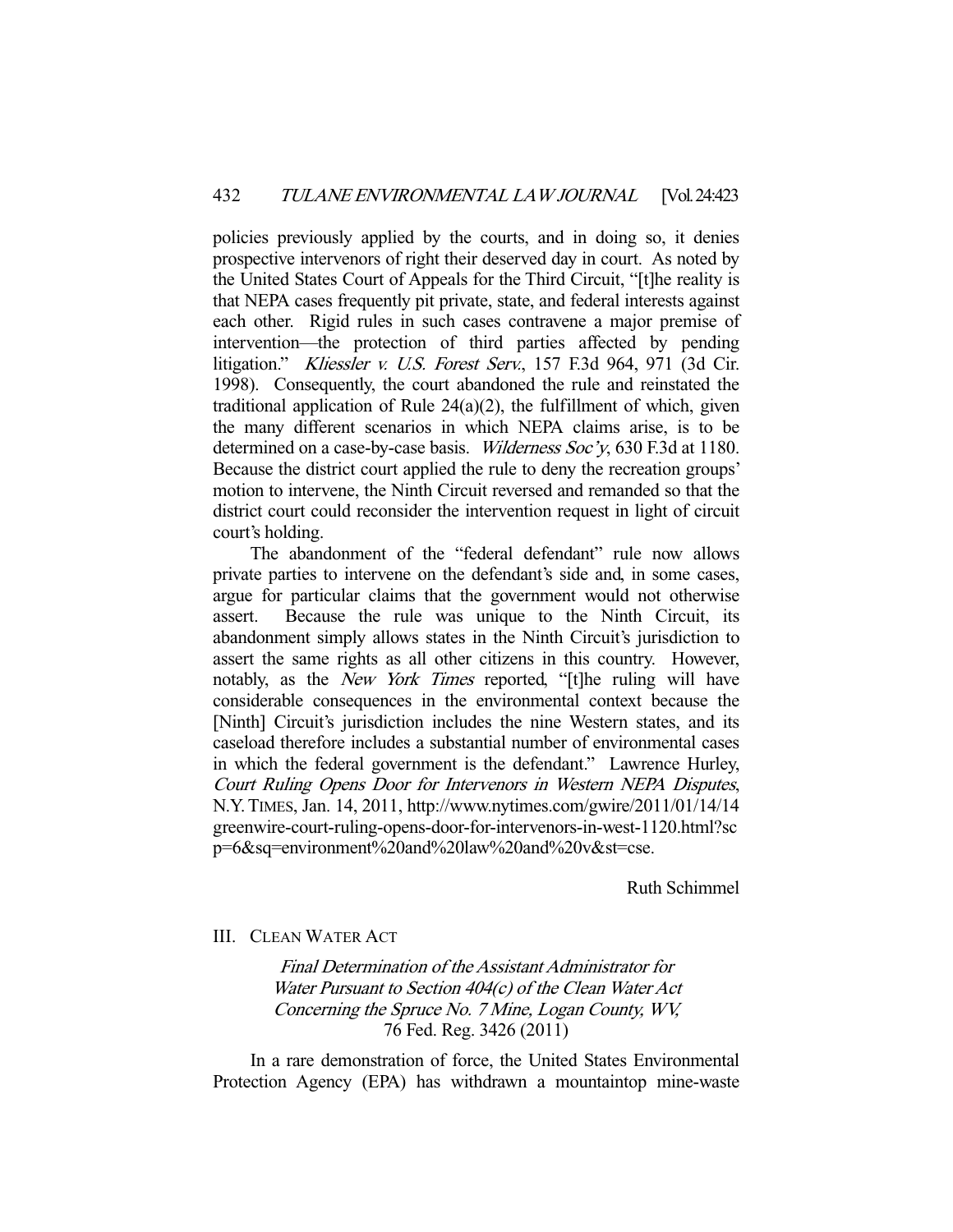policies previously applied by the courts, and in doing so, it denies prospective intervenors of right their deserved day in court. As noted by the United States Court of Appeals for the Third Circuit, "[t]he reality is that NEPA cases frequently pit private, state, and federal interests against each other. Rigid rules in such cases contravene a major premise of intervention—the protection of third parties affected by pending litigation." *Kliessler v. U.S. Forest Serv.*, 157 F.3d 964, 971 (3d Cir. 1998). Consequently, the court abandoned the rule and reinstated the traditional application of Rule 24(a)(2), the fulfillment of which, given the many different scenarios in which NEPA claims arise, is to be determined on a case-by-case basis. *Wilderness Soc'y*, 630 F.3d at 1180. Because the district court applied the rule to deny the recreation groups' motion to intervene, the Ninth Circuit reversed and remanded so that the district court could reconsider the intervention request in light of circuit court's holding.

The abandonment of the "federal defendant" rule now allows private parties to intervene on the defendant's side and, in some cases, argue for particular claims that the government would not otherwise assert. Because the rule was unique to the Ninth Circuit, its abandonment simply allows states in the Ninth Circuit's jurisdiction to assert the same rights as all other citizens in this country. However, notably, as the *New York Times* reported, "[t]he ruling will have considerable consequences in the environmental context because the [Ninth] Circuit's jurisdiction includes the nine Western states, and its caseload therefore includes a substantial number of environmental cases in which the federal government is the defendant." Lawrence Hurley, *Court Ruling Opens Door for Intervenors in Western NEPA Disputes*, N.Y. TIMES, Jan. 14, 2011, http://www.nytimes.com/gwire/2011/01/14/14greenwire-court-ruling-opens-door-for-intervenors-in-west-1120.html?scp=6&sq=environment%20and%20law%20and%20v&st=cse.

Ruth Schimmel

## III. CLEAN WATER ACT

*Final Determination of the Assistant Administrator for Water Pursuant to Section 404(c) of the Clean Water Act Concerning the Spruce No. 7 Mine, Logan County, WV,*
76 Fed. Reg. 3426 (2011)

In a rare demonstration of force, the United States Environmental Protection Agency (EPA) has withdrawn a mountaintop mine-waste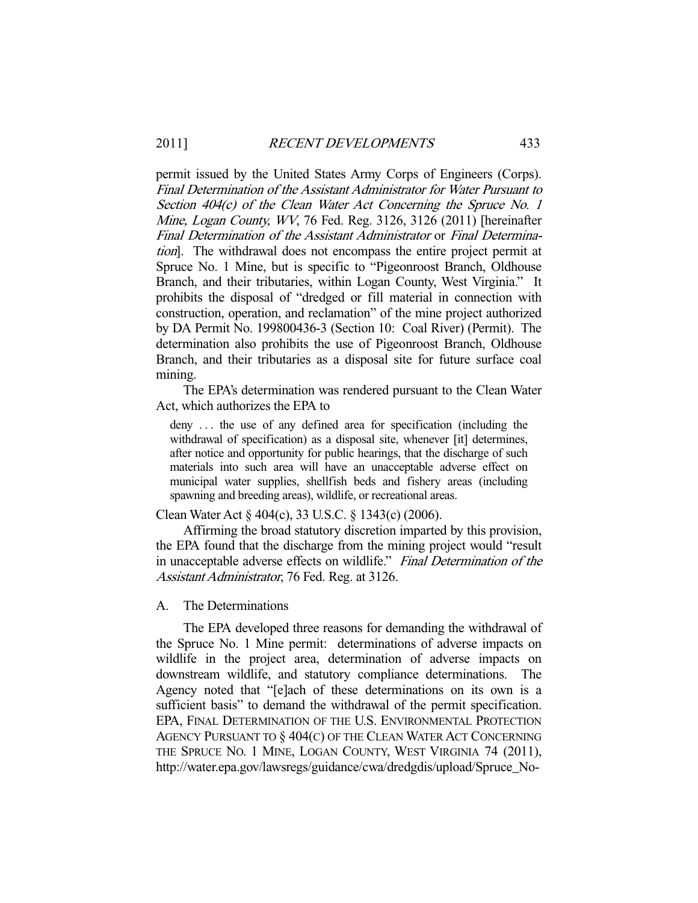permit issued by the United States Army Corps of Engineers (Corps). *Final Determination of the Assistant Administrator for Water Pursuant to Section 404(c) of the Clean Water Act Concerning the Spruce No. 1 Mine, Logan County, WV*, 76 Fed. Reg. 3126, 3126 (2011) [hereinafter *Final Determination of the Assistant Administrator* or *Final Determination*]. The withdrawal does not encompass the entire project permit at Spruce No. 1 Mine, but is specific to "Pigeonroost Branch, Oldhouse Branch, and their tributaries, within Logan County, West Virginia." It prohibits the disposal of "dredged or fill material in connection with construction, operation, and reclamation" of the mine project authorized by DA Permit No. 199800436-3 (Section 10: Coal River) (Permit). The determination also prohibits the use of Pigeonroost Branch, Oldhouse Branch, and their tributaries as a disposal site for future surface coal mining.

The EPA's determination was rendered pursuant to the Clean Water Act, which authorizes the EPA to

> deny . . . the use of any defined area for specification (including the withdrawal of specification) as a disposal site, whenever [it] determines, after notice and opportunity for public hearings, that the discharge of such materials into such area will have an unacceptable adverse effect on municipal water supplies, shellfish beds and fishery areas (including spawning and breeding areas), wildlife, or recreational areas.

Clean Water Act § 404(c), 33 U.S.C. § 1343(c) (2006).

Affirming the broad statutory discretion imparted by this provision, the EPA found that the discharge from the mining project would "result in unacceptable adverse effects on wildlife." *Final Determination of the Assistant Administrator*, 76 Fed. Reg. at 3126.

## A. The Determinations

The EPA developed three reasons for demanding the withdrawal of the Spruce No. 1 Mine permit: determinations of adverse impacts on wildlife in the project area, determination of adverse impacts on downstream wildlife, and statutory compliance determinations. The Agency noted that "[e]ach of these determinations on its own is a sufficient basis" to demand the withdrawal of the permit specification. EPA, FINAL DETERMINATION OF THE U.S. ENVIRONMENTAL PROTECTION AGENCY PURSUANT TO § 404(C) OF THE CLEAN WATER ACT CONCERNING THE SPRUCE NO. 1 MINE, LOGAN COUNTY, WEST VIRGINIA 74 (2011), http://water.epa.gov/lawsregs/guidance/cwa/dredgdis/upload/Spruce_No-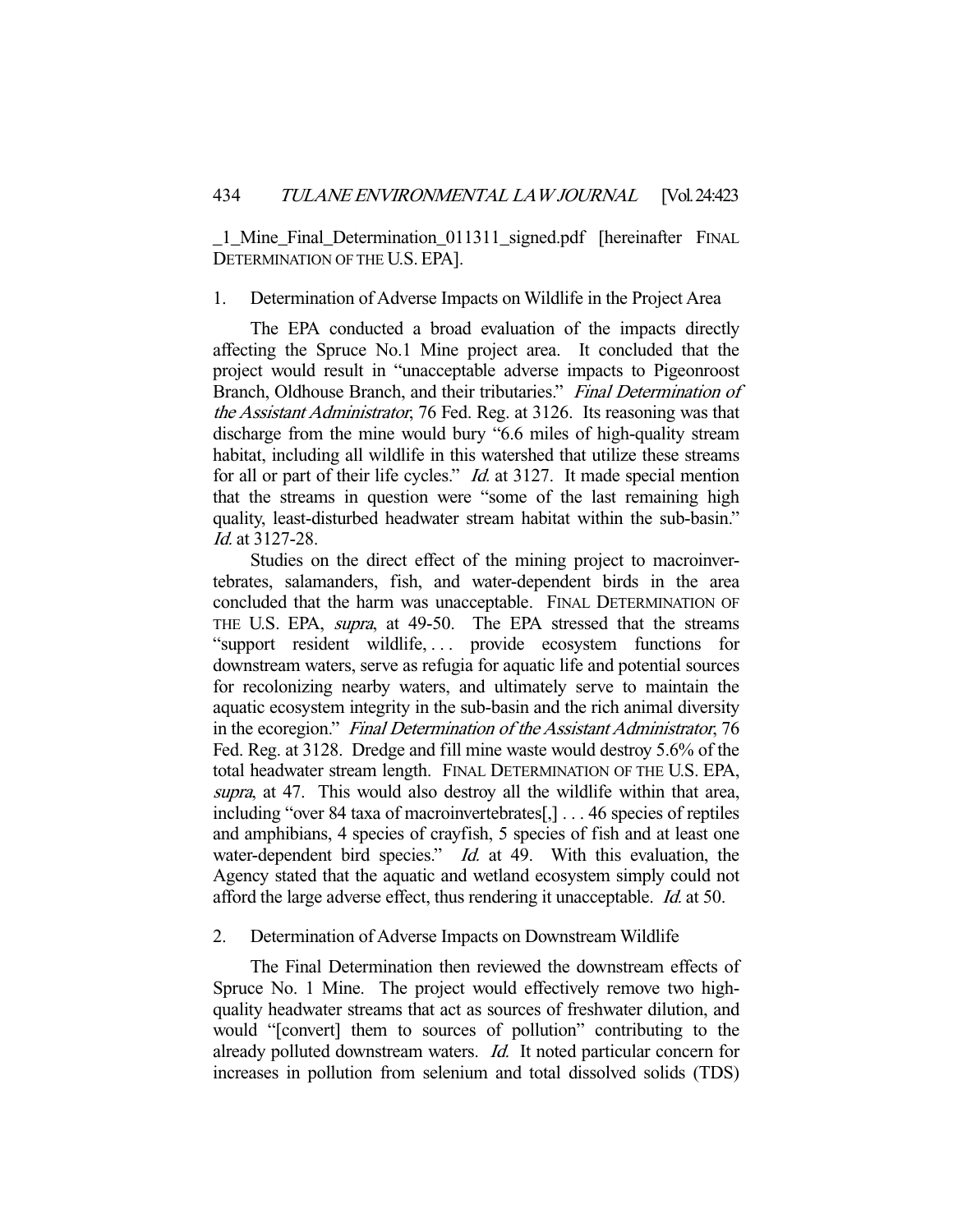_1_Mine_Final_Determination_011311_signed.pdf [hereinafter FINAL DETERMINATION OF THE U.S. EPA].

### 1. Determination of Adverse Impacts on Wildlife in the Project Area

The EPA conducted a broad evaluation of the impacts directly affecting the Spruce No.1 Mine project area. It concluded that the project would result in "unacceptable adverse impacts to Pigeonroost Branch, Oldhouse Branch, and their tributaries." *Final Determination of the Assistant Administrator*, 76 Fed. Reg. at 3126. Its reasoning was that discharge from the mine would bury "6.6 miles of high-quality stream habitat, including all wildlife in this watershed that utilize these streams for all or part of their life cycles." *Id.* at 3127. It made special mention that the streams in question were "some of the last remaining high quality, least-disturbed headwater stream habitat within the sub-basin." *Id.* at 3127-28.

Studies on the direct effect of the mining project to macroinvertebrates, salamanders, fish, and water-dependent birds in the area concluded that the harm was unacceptable. FINAL DETERMINATION OF THE U.S. EPA, *supra*, at 49-50. The EPA stressed that the streams "support resident wildlife, . . . provide ecosystem functions for downstream waters, serve as refugia for aquatic life and potential sources for recolonizing nearby waters, and ultimately serve to maintain the aquatic ecosystem integrity in the sub-basin and the rich animal diversity in the ecoregion." *Final Determination of the Assistant Administrator*, 76 Fed. Reg. at 3128. Dredge and fill mine waste would destroy 5.6% of the total headwater stream length. FINAL DETERMINATION OF THE U.S. EPA, *supra*, at 47. This would also destroy all the wildlife within that area, including "over 84 taxa of macroinvertebrates[,] . . . 46 species of reptiles and amphibians, 4 species of crayfish, 5 species of fish and at least one water-dependent bird species." *Id.* at 49. With this evaluation, the Agency stated that the aquatic and wetland ecosystem simply could not afford the large adverse effect, thus rendering it unacceptable. *Id.* at 50.

### 2. Determination of Adverse Impacts on Downstream Wildlife

The Final Determination then reviewed the downstream effects of Spruce No. 1 Mine. The project would effectively remove two high-quality headwater streams that act as sources of freshwater dilution, and would "[convert] them to sources of pollution" contributing to the already polluted downstream waters. *Id.* It noted particular concern for increases in pollution from selenium and total dissolved solids (TDS)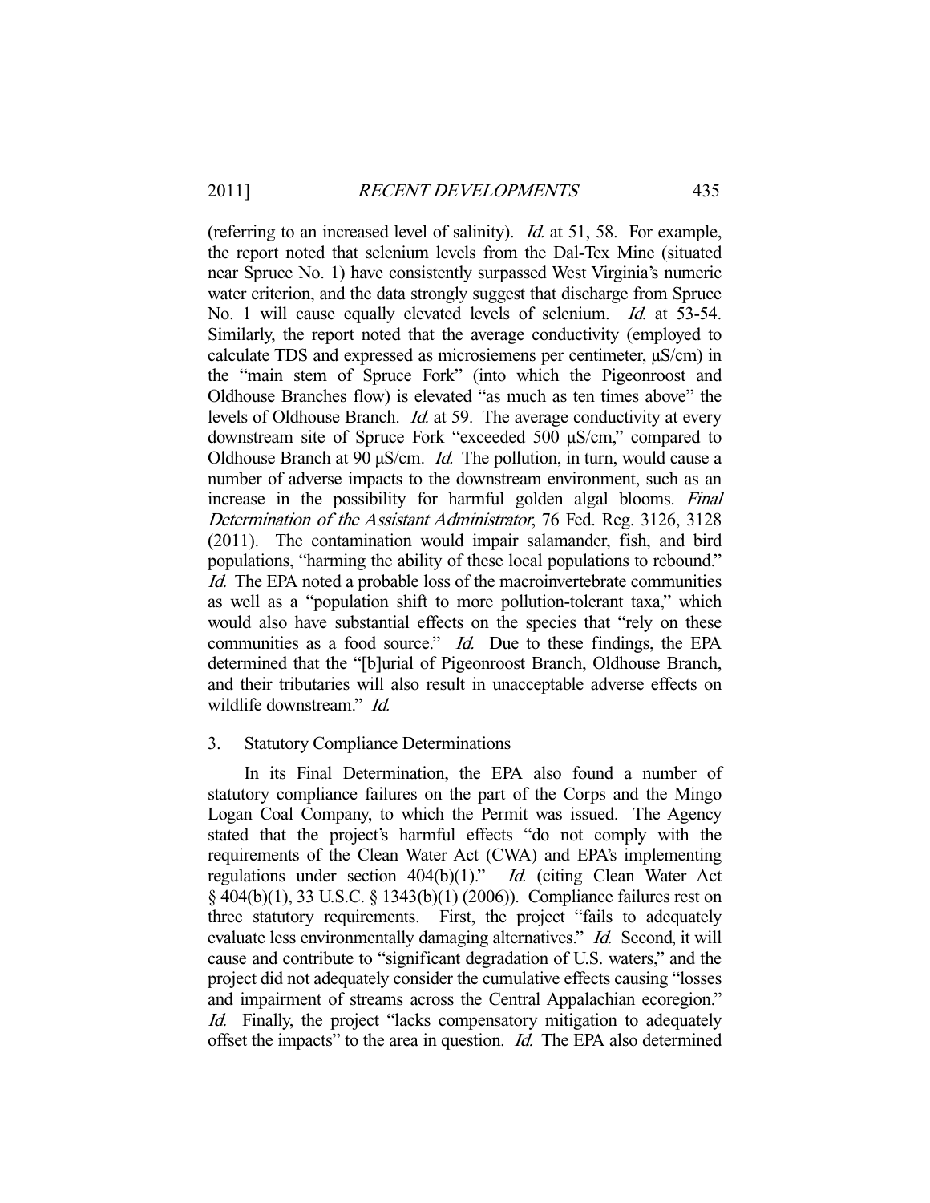(referring to an increased level of salinity). *Id.* at 51, 58. For example, the report noted that selenium levels from the Dal-Tex Mine (situated near Spruce No. 1) have consistently surpassed West Virginia's numeric water criterion, and the data strongly suggest that discharge from Spruce No. 1 will cause equally elevated levels of selenium. *Id.* at 53-54. Similarly, the report noted that the average conductivity (employed to calculate TDS and expressed as microsiemens per centimeter, μS/cm) in the "main stem of Spruce Fork" (into which the Pigeonroost and Oldhouse Branches flow) is elevated "as much as ten times above" the levels of Oldhouse Branch. *Id.* at 59. The average conductivity at every downstream site of Spruce Fork "exceeded 500 μS/cm," compared to Oldhouse Branch at 90 μS/cm. *Id.* The pollution, in turn, would cause a number of adverse impacts to the downstream environment, such as an increase in the possibility for harmful golden algal blooms. *Final Determination of the Assistant Administrator*, 76 Fed. Reg. 3126, 3128 (2011). The contamination would impair salamander, fish, and bird populations, "harming the ability of these local populations to rebound." *Id.* The EPA noted a probable loss of the macroinvertebrate communities as well as a "population shift to more pollution-tolerant taxa," which would also have substantial effects on the species that "rely on these communities as a food source." *Id.* Due to these findings, the EPA determined that the "[b]urial of Pigeonroost Branch, Oldhouse Branch, and their tributaries will also result in unacceptable adverse effects on wildlife downstream." *Id.*

3. Statutory Compliance Determinations

In its Final Determination, the EPA also found a number of statutory compliance failures on the part of the Corps and the Mingo Logan Coal Company, to which the Permit was issued. The Agency stated that the project's harmful effects "do not comply with the requirements of the Clean Water Act (CWA) and EPA's implementing regulations under section 404(b)(1)." *Id.* (citing Clean Water Act § 404(b)(1), 33 U.S.C. § 1343(b)(1) (2006)). Compliance failures rest on three statutory requirements. First, the project "fails to adequately evaluate less environmentally damaging alternatives." *Id.* Second, it will cause and contribute to "significant degradation of U.S. waters," and the project did not adequately consider the cumulative effects causing "losses and impairment of streams across the Central Appalachian ecoregion." *Id.* Finally, the project "lacks compensatory mitigation to adequately offset the impacts" to the area in question. *Id.* The EPA also determined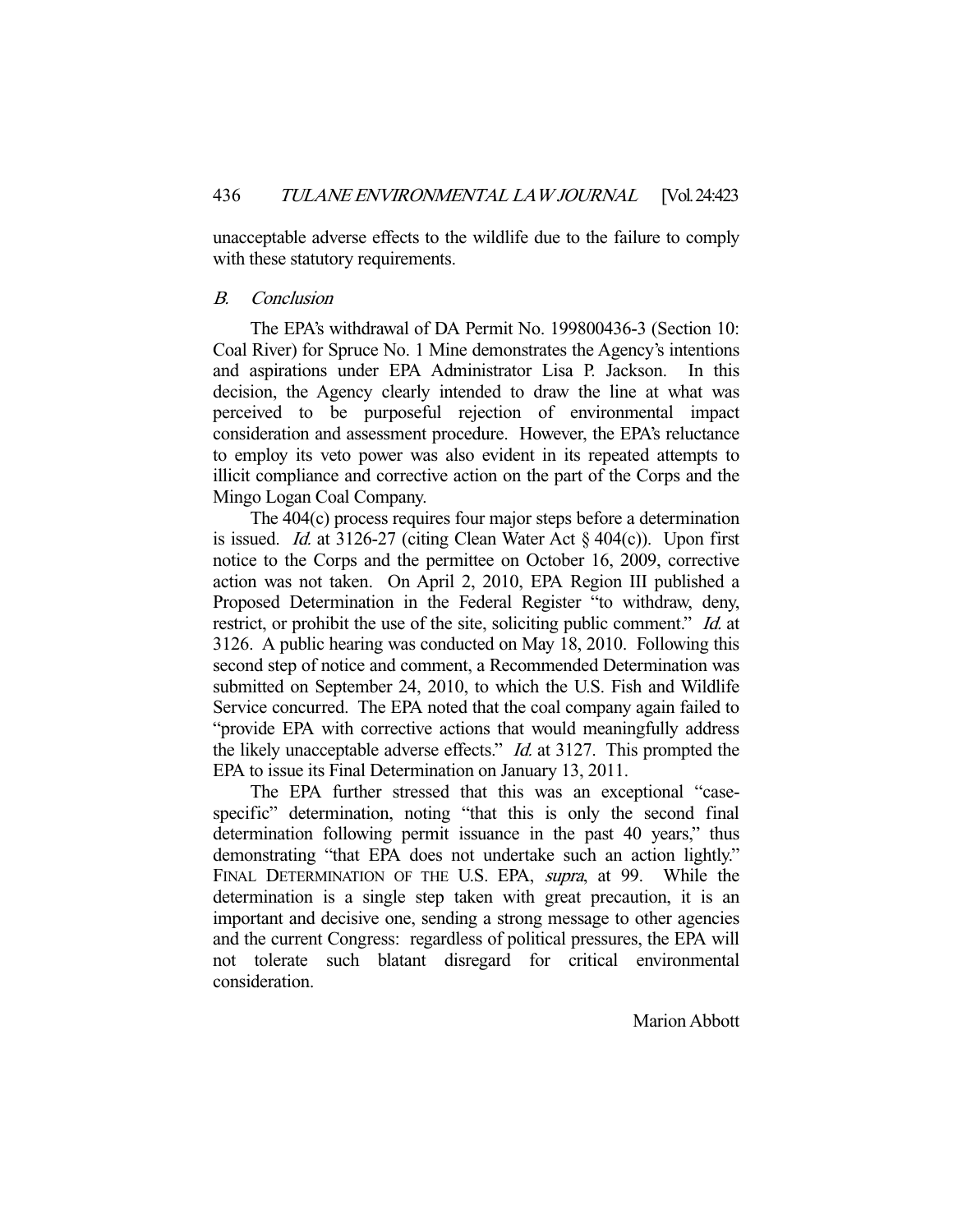unacceptable adverse effects to the wildlife due to the failure to comply with these statutory requirements.

### *B. Conclusion*

The EPA's withdrawal of DA Permit No. 199800436-3 (Section 10: Coal River) for Spruce No. 1 Mine demonstrates the Agency's intentions and aspirations under EPA Administrator Lisa P. Jackson. In this decision, the Agency clearly intended to draw the line at what was perceived to be purposeful rejection of environmental impact consideration and assessment procedure. However, the EPA's reluctance to employ its veto power was also evident in its repeated attempts to illicit compliance and corrective action on the part of the Corps and the Mingo Logan Coal Company.

The 404(c) process requires four major steps before a determination is issued. *Id.* at 3126-27 (citing Clean Water Act § 404(c)). Upon first notice to the Corps and the permittee on October 16, 2009, corrective action was not taken. On April 2, 2010, EPA Region III published a Proposed Determination in the Federal Register "to withdraw, deny, restrict, or prohibit the use of the site, soliciting public comment." *Id.* at 3126. A public hearing was conducted on May 18, 2010. Following this second step of notice and comment, a Recommended Determination was submitted on September 24, 2010, to which the U.S. Fish and Wildlife Service concurred. The EPA noted that the coal company again failed to "provide EPA with corrective actions that would meaningfully address the likely unacceptable adverse effects." *Id.* at 3127. This prompted the EPA to issue its Final Determination on January 13, 2011.

The EPA further stressed that this was an exceptional "case-specific" determination, noting "that this is only the second final determination following permit issuance in the past 40 years," thus demonstrating "that EPA does not undertake such an action lightly." FINAL DETERMINATION OF THE U.S. EPA, *supra*, at 99. While the determination is a single step taken with great precaution, it is an important and decisive one, sending a strong message to other agencies and the current Congress: regardless of political pressures, the EPA will not tolerate such blatant disregard for critical environmental consideration.

Marion Abbott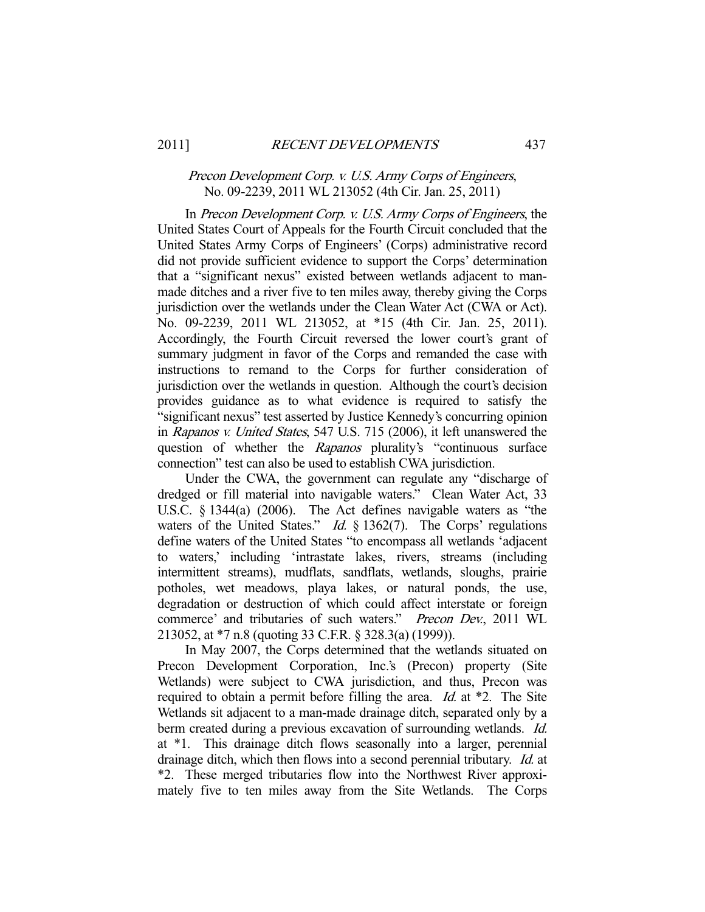*Precon Development Corp. v. U.S. Army Corps of Engineers*,
No. 09-2239, 2011 WL 213052 (4th Cir. Jan. 25, 2011)

In *Precon Development Corp. v. U.S. Army Corps of Engineers*, the United States Court of Appeals for the Fourth Circuit concluded that the United States Army Corps of Engineers' (Corps) administrative record did not provide sufficient evidence to support the Corps' determination that a "significant nexus" existed between wetlands adjacent to man-made ditches and a river five to ten miles away, thereby giving the Corps jurisdiction over the wetlands under the Clean Water Act (CWA or Act). No. 09-2239, 2011 WL 213052, at *15 (4th Cir. Jan. 25, 2011). Accordingly, the Fourth Circuit reversed the lower court's grant of summary judgment in favor of the Corps and remanded the case with instructions to remand to the Corps for further consideration of jurisdiction over the wetlands in question. Although the court's decision provides guidance as to what evidence is required to satisfy the "significant nexus" test asserted by Justice Kennedy's concurring opinion in *Rapanos v. United States*, 547 U.S. 715 (2006), it left unanswered the question of whether the *Rapanos* plurality's "continuous surface connection" test can also be used to establish CWA jurisdiction.

Under the CWA, the government can regulate any "discharge of dredged or fill material into navigable waters." Clean Water Act, 33 U.S.C. § 1344(a) (2006). The Act defines navigable waters as "the waters of the United States." *Id.* § 1362(7). The Corps' regulations define waters of the United States "to encompass all wetlands 'adjacent to waters,' including 'intrastate lakes, rivers, streams (including intermittent streams), mudflats, sandflats, wetlands, sloughs, prairie potholes, wet meadows, playa lakes, or natural ponds, the use, degradation or destruction of which could affect interstate or foreign commerce' and tributaries of such waters." *Precon Dev.*, 2011 WL 213052, at *7 n.8 (quoting 33 C.F.R. § 328.3(a) (1999)).

In May 2007, the Corps determined that the wetlands situated on Precon Development Corporation, Inc.'s (Precon) property (Site Wetlands) were subject to CWA jurisdiction, and thus, Precon was required to obtain a permit before filling the area. *Id.* at *2. The Site Wetlands sit adjacent to a man-made drainage ditch, separated only by a berm created during a previous excavation of surrounding wetlands. *Id.* at *1. This drainage ditch flows seasonally into a larger, perennial drainage ditch, which then flows into a second perennial tributary. *Id.* at *2. These merged tributaries flow into the Northwest River approximately five to ten miles away from the Site Wetlands. The Corps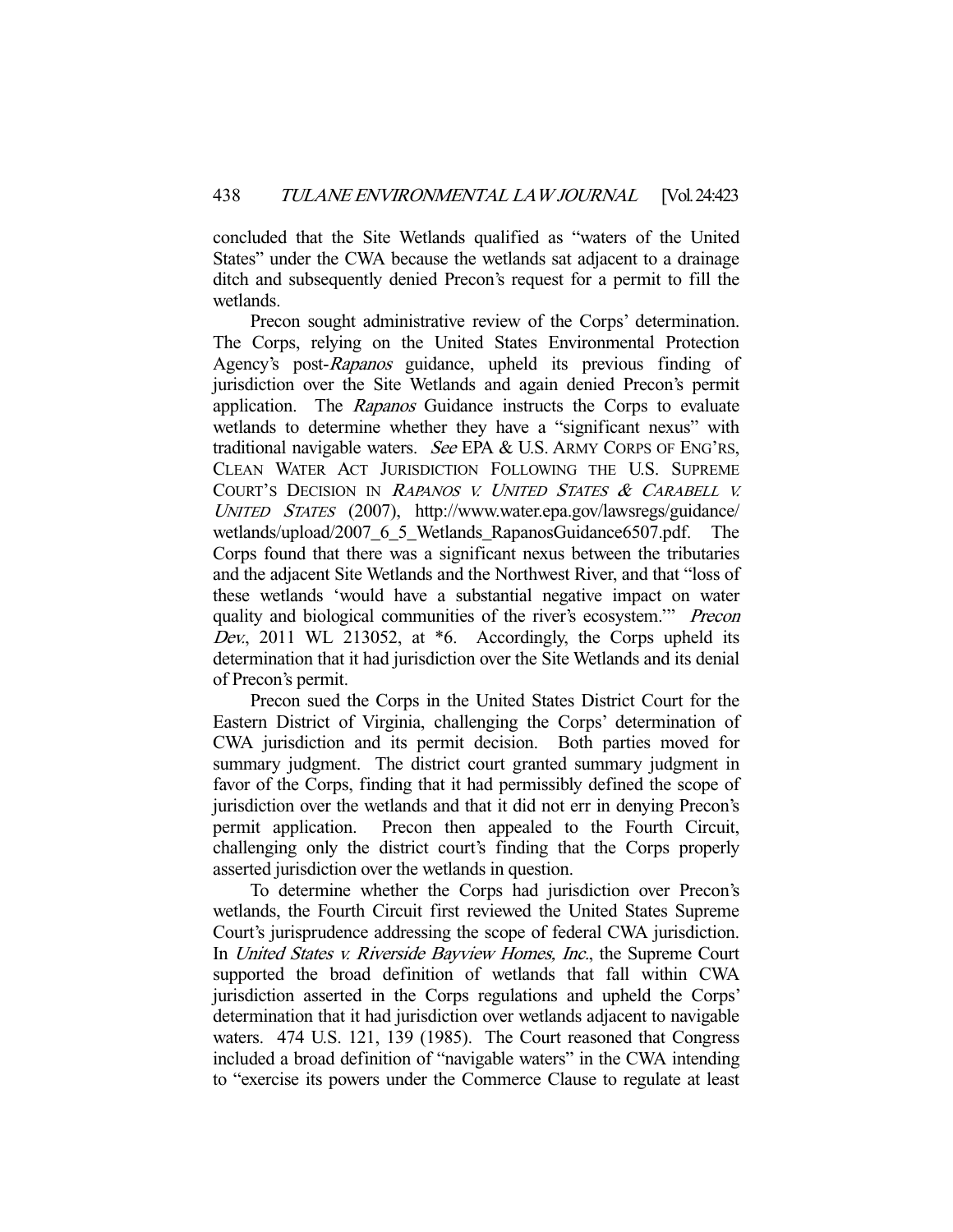concluded that the Site Wetlands qualified as "waters of the United States" under the CWA because the wetlands sat adjacent to a drainage ditch and subsequently denied Precon's request for a permit to fill the wetlands.

Precon sought administrative review of the Corps' determination. The Corps, relying on the United States Environmental Protection Agency's post-*Rapanos* guidance, upheld its previous finding of jurisdiction over the Site Wetlands and again denied Precon's permit application. The *Rapanos* Guidance instructs the Corps to evaluate wetlands to determine whether they have a "significant nexus" with traditional navigable waters. *See* EPA & U.S. ARMY CORPS OF ENG'RS, CLEAN WATER ACT JURISDICTION FOLLOWING THE U.S. SUPREME COURT'S DECISION IN *RAPANOS V. UNITED STATES & CARABELL V. UNITED STATES* (2007), http://www.water.epa.gov/lawsregs/guidance/wetlands/upload/2007_6_5_Wetlands_RapanosGuidance6507.pdf. The Corps found that there was a significant nexus between the tributaries and the adjacent Site Wetlands and the Northwest River, and that "loss of these wetlands 'would have a substantial negative impact on water quality and biological communities of the river's ecosystem.'" *Precon Dev.*, 2011 WL 213052, at *6. Accordingly, the Corps upheld its determination that it had jurisdiction over the Site Wetlands and its denial of Precon's permit.

Precon sued the Corps in the United States District Court for the Eastern District of Virginia, challenging the Corps' determination of CWA jurisdiction and its permit decision. Both parties moved for summary judgment. The district court granted summary judgment in favor of the Corps, finding that it had permissibly defined the scope of jurisdiction over the wetlands and that it did not err in denying Precon's permit application. Precon then appealed to the Fourth Circuit, challenging only the district court's finding that the Corps properly asserted jurisdiction over the wetlands in question.

To determine whether the Corps had jurisdiction over Precon's wetlands, the Fourth Circuit first reviewed the United States Supreme Court's jurisprudence addressing the scope of federal CWA jurisdiction. In *United States v. Riverside Bayview Homes, Inc.*, the Supreme Court supported the broad definition of wetlands that fall within CWA jurisdiction asserted in the Corps regulations and upheld the Corps' determination that it had jurisdiction over wetlands adjacent to navigable waters. 474 U.S. 121, 139 (1985). The Court reasoned that Congress included a broad definition of "navigable waters" in the CWA intending to "exercise its powers under the Commerce Clause to regulate at least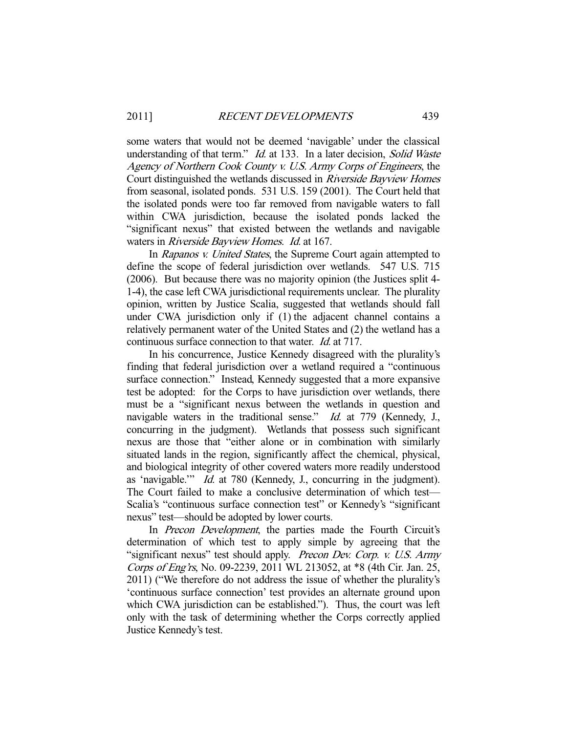some waters that would not be deemed 'navigable' under the classical understanding of that term." *Id.* at 133. In a later decision, *Solid Waste Agency of Northern Cook County v. U.S. Army Corps of Engineers*, the Court distinguished the wetlands discussed in *Riverside Bayview Homes* from seasonal, isolated ponds. 531 U.S. 159 (2001). The Court held that the isolated ponds were too far removed from navigable waters to fall within CWA jurisdiction, because the isolated ponds lacked the "significant nexus" that existed between the wetlands and navigable waters in *Riverside Bayview Homes*. *Id.* at 167.

In *Rapanos v. United States*, the Supreme Court again attempted to define the scope of federal jurisdiction over wetlands. 547 U.S. 715 (2006). But because there was no majority opinion (the Justices split 4-1-4), the case left CWA jurisdictional requirements unclear. The plurality opinion, written by Justice Scalia, suggested that wetlands should fall under CWA jurisdiction only if (1) the adjacent channel contains a relatively permanent water of the United States and (2) the wetland has a continuous surface connection to that water. *Id.* at 717.

In his concurrence, Justice Kennedy disagreed with the plurality's finding that federal jurisdiction over a wetland required a "continuous surface connection." Instead, Kennedy suggested that a more expansive test be adopted: for the Corps to have jurisdiction over wetlands, there must be a "significant nexus between the wetlands in question and navigable waters in the traditional sense." *Id.* at 779 (Kennedy, J., concurring in the judgment). Wetlands that possess such significant nexus are those that "either alone or in combination with similarly situated lands in the region, significantly affect the chemical, physical, and biological integrity of other covered waters more readily understood as 'navigable.'" *Id.* at 780 (Kennedy, J., concurring in the judgment). The Court failed to make a conclusive determination of which test—Scalia's "continuous surface connection test" or Kennedy's "significant nexus" test—should be adopted by lower courts.

In *Precon Development*, the parties made the Fourth Circuit's determination of which test to apply simple by agreeing that the "significant nexus" test should apply. *Precon Dev. Corp. v. U.S. Army Corps of Eng'rs*, No. 09-2239, 2011 WL 213052, at *8 (4th Cir. Jan. 25, 2011) ("We therefore do not address the issue of whether the plurality's 'continuous surface connection' test provides an alternate ground upon which CWA jurisdiction can be established."). Thus, the court was left only with the task of determining whether the Corps correctly applied Justice Kennedy's test.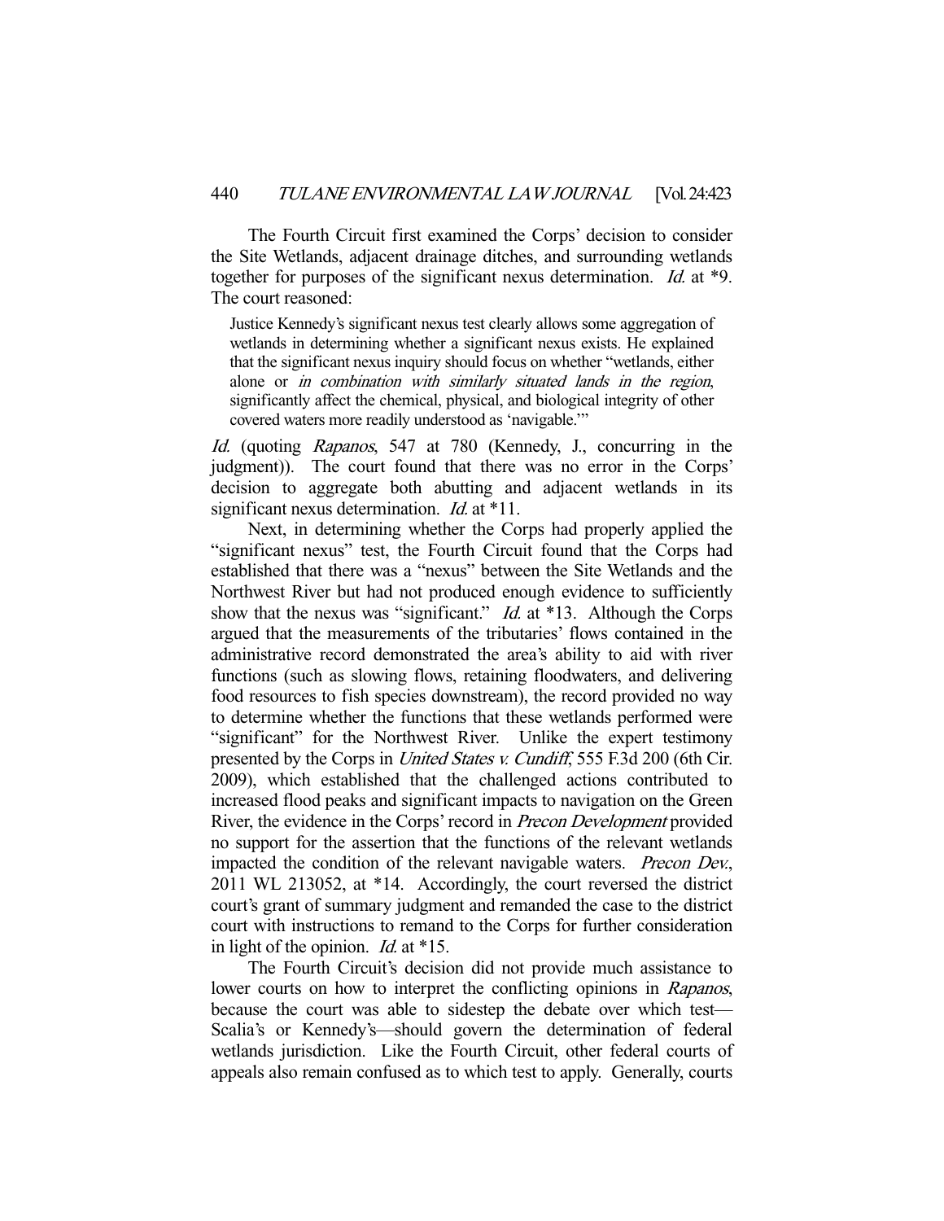The Fourth Circuit first examined the Corps' decision to consider the Site Wetlands, adjacent drainage ditches, and surrounding wetlands together for purposes of the significant nexus determination. *Id.* at *9. The court reasoned:

> Justice Kennedy's significant nexus test clearly allows some aggregation of wetlands in determining whether a significant nexus exists. He explained that the significant nexus inquiry should focus on whether "wetlands, either alone or *in combination with similarly situated lands in the region*, significantly affect the chemical, physical, and biological integrity of other covered waters more readily understood as 'navigable.'"

*Id.* (quoting *Rapanos*, 547 at 780 (Kennedy, J., concurring in the judgment)). The court found that there was no error in the Corps' decision to aggregate both abutting and adjacent wetlands in its significant nexus determination. *Id.* at *11.

Next, in determining whether the Corps had properly applied the "significant nexus" test, the Fourth Circuit found that the Corps had established that there was a "nexus" between the Site Wetlands and the Northwest River but had not produced enough evidence to sufficiently show that the nexus was "significant." *Id.* at *13. Although the Corps argued that the measurements of the tributaries' flows contained in the administrative record demonstrated the area's ability to aid with river functions (such as slowing flows, retaining floodwaters, and delivering food resources to fish species downstream), the record provided no way to determine whether the functions that these wetlands performed were "significant" for the Northwest River. Unlike the expert testimony presented by the Corps in *United States v. Cundiff*, 555 F.3d 200 (6th Cir. 2009), which established that the challenged actions contributed to increased flood peaks and significant impacts to navigation on the Green River, the evidence in the Corps' record in *Precon Development* provided no support for the assertion that the functions of the relevant wetlands impacted the condition of the relevant navigable waters. *Precon Dev.*, 2011 WL 213052, at *14. Accordingly, the court reversed the district court's grant of summary judgment and remanded the case to the district court with instructions to remand to the Corps for further consideration in light of the opinion. *Id.* at *15.

The Fourth Circuit's decision did not provide much assistance to lower courts on how to interpret the conflicting opinions in *Rapanos*, because the court was able to sidestep the debate over which test—Scalia's or Kennedy's—should govern the determination of federal wetlands jurisdiction. Like the Fourth Circuit, other federal courts of appeals also remain confused as to which test to apply. Generally, courts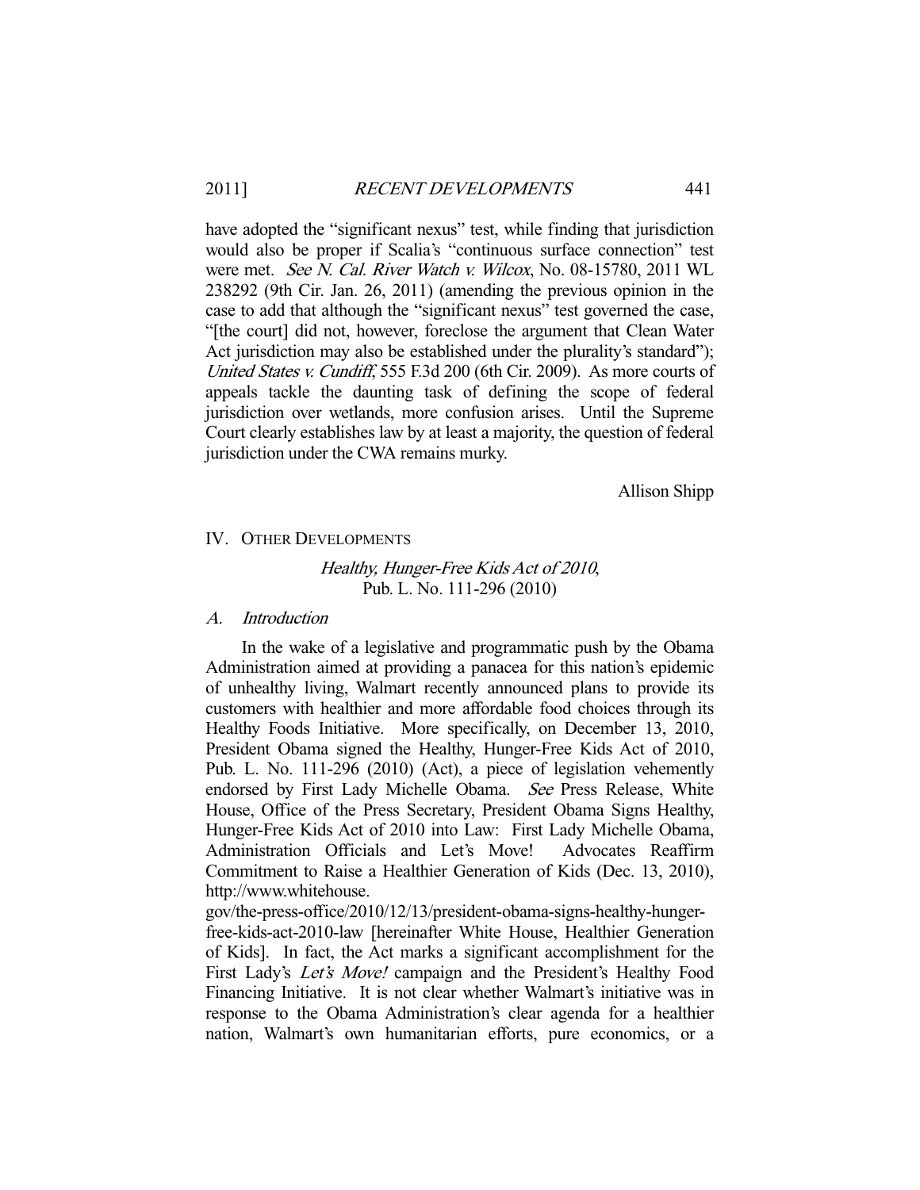have adopted the "significant nexus" test, while finding that jurisdiction would also be proper if Scalia's "continuous surface connection" test were met. *See N. Cal. River Watch v. Wilcox*, No. 08-15780, 2011 WL 238292 (9th Cir. Jan. 26, 2011) (amending the previous opinion in the case to add that although the "significant nexus" test governed the case, "[the court] did not, however, foreclose the argument that Clean Water Act jurisdiction may also be established under the plurality's standard"); *United States v. Cundiff*, 555 F.3d 200 (6th Cir. 2009). As more courts of appeals tackle the daunting task of defining the scope of federal jurisdiction over wetlands, more confusion arises. Until the Supreme Court clearly establishes law by at least a majority, the question of federal jurisdiction under the CWA remains murky.

Allison Shipp

## IV. Other Developments

### *Healthy, Hunger-Free Kids Act of 2010*, Pub. L. No. 111-296 (2010)

#### *A. Introduction*

In the wake of a legislative and programmatic push by the Obama Administration aimed at providing a panacea for this nation's epidemic of unhealthy living, Walmart recently announced plans to provide its customers with healthier and more affordable food choices through its Healthy Foods Initiative. More specifically, on December 13, 2010, President Obama signed the Healthy, Hunger-Free Kids Act of 2010, Pub. L. No. 111-296 (2010) (Act), a piece of legislation vehemently endorsed by First Lady Michelle Obama. *See* Press Release, White House, Office of the Press Secretary, President Obama Signs Healthy, Hunger-Free Kids Act of 2010 into Law: First Lady Michelle Obama, Administration Officials and Let's Move! Advocates Reaffirm Commitment to Raise a Healthier Generation of Kids (Dec. 13, 2010), http://www.whitehouse.gov/the-press-office/2010/12/13/president-obama-signs-healthy-hunger-free-kids-act-2010-law [hereinafter White House, Healthier Generation of Kids]. In fact, the Act marks a significant accomplishment for the First Lady's *Let's Move!* campaign and the President's Healthy Food Financing Initiative. It is not clear whether Walmart's initiative was in response to the Obama Administration's clear agenda for a healthier nation, Walmart's own humanitarian efforts, pure economics, or a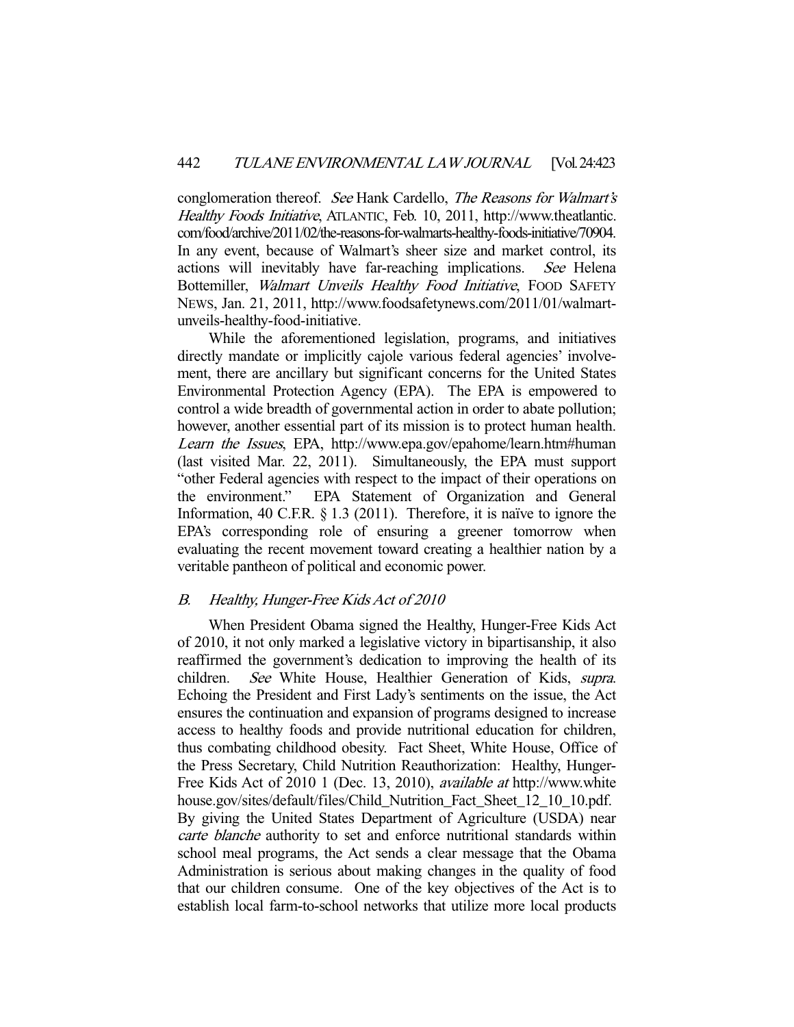conglomeration thereof. *See* Hank Cardello, *The Reasons for Walmart's Healthy Foods Initiative*, ATLANTIC, Feb. 10, 2011, http://www.theatlantic.com/food/archive/2011/02/the-reasons-for-walmarts-healthy-foods-initiative/70904. In any event, because of Walmart's sheer size and market control, its actions will inevitably have far-reaching implications. *See* Helena Bottemiller, *Walmart Unveils Healthy Food Initiative*, FOOD SAFETY NEWS, Jan. 21, 2011, http://www.foodsafetynews.com/2011/01/walmart-unveils-healthy-food-initiative.

While the aforementioned legislation, programs, and initiatives directly mandate or implicitly cajole various federal agencies' involvement, there are ancillary but significant concerns for the United States Environmental Protection Agency (EPA). The EPA is empowered to control a wide breadth of governmental action in order to abate pollution; however, another essential part of its mission is to protect human health. *Learn the Issues*, EPA, http://www.epa.gov/epahome/learn.htm#human (last visited Mar. 22, 2011). Simultaneously, the EPA must support "other Federal agencies with respect to the impact of their operations on the environment." EPA Statement of Organization and General Information, 40 C.F.R. § 1.3 (2011). Therefore, it is naïve to ignore the EPA's corresponding role of ensuring a greener tomorrow when evaluating the recent movement toward creating a healthier nation by a veritable pantheon of political and economic power.

### B. *Healthy, Hunger-Free Kids Act of 2010*

When President Obama signed the Healthy, Hunger-Free Kids Act of 2010, it not only marked a legislative victory in bipartisanship, it also reaffirmed the government's dedication to improving the health of its children. *See* White House, Healthier Generation of Kids, *supra*. Echoing the President and First Lady's sentiments on the issue, the Act ensures the continuation and expansion of programs designed to increase access to healthy foods and provide nutritional education for children, thus combating childhood obesity. Fact Sheet, White House, Office of the Press Secretary, Child Nutrition Reauthorization: Healthy, Hunger-Free Kids Act of 2010 1 (Dec. 13, 2010), *available at* http://www.whitehouse.gov/sites/default/files/Child_Nutrition_Fact_Sheet_12_10_10.pdf. By giving the United States Department of Agriculture (USDA) near *carte blanche* authority to set and enforce nutritional standards within school meal programs, the Act sends a clear message that the Obama Administration is serious about making changes in the quality of food that our children consume. One of the key objectives of the Act is to establish local farm-to-school networks that utilize more local products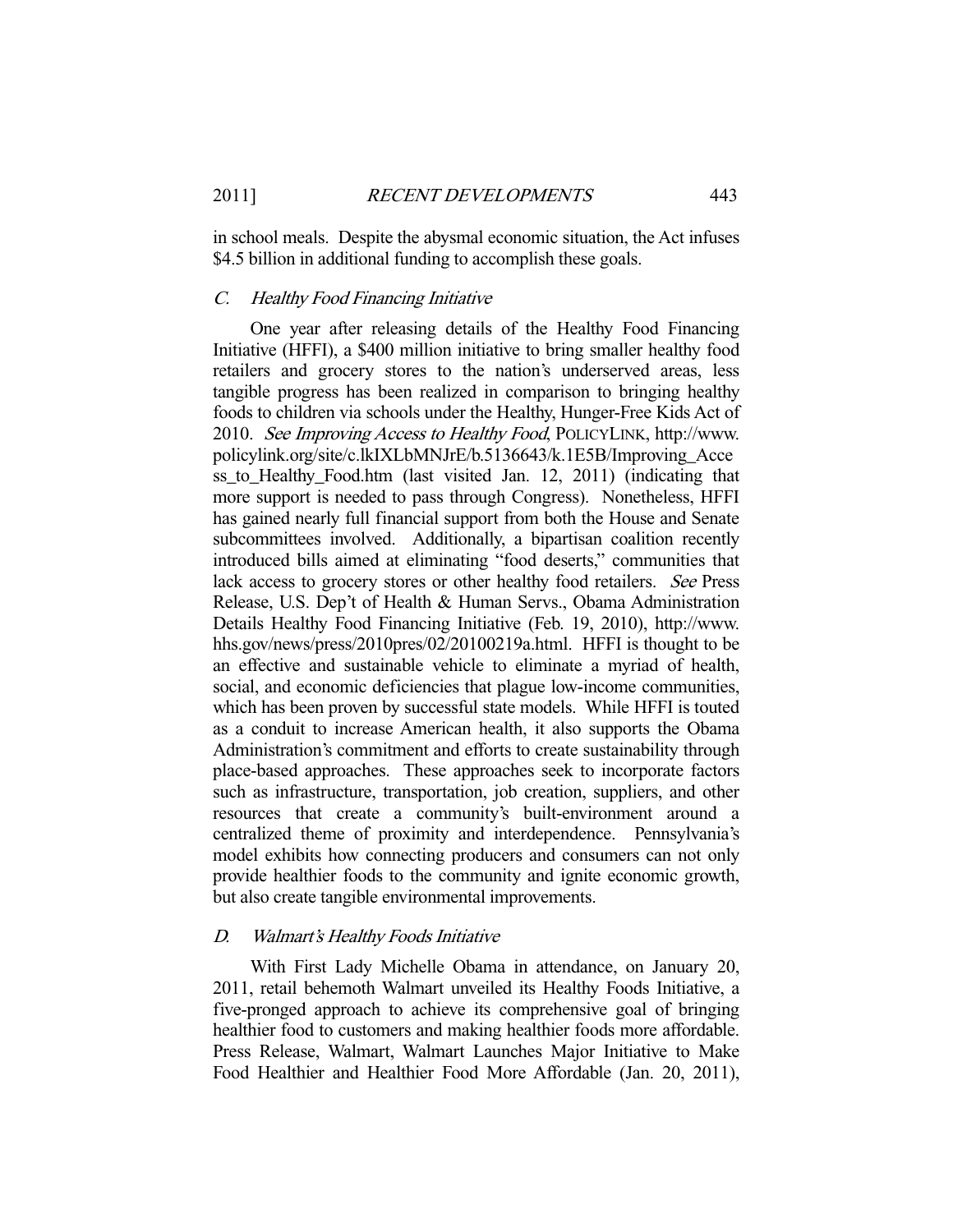in school meals. Despite the abysmal economic situation, the Act infuses $4.5 billion in additional funding to accomplish these goals.

### *C. Healthy Food Financing Initiative*

One year after releasing details of the Healthy Food Financing Initiative (HFFI), a $400 million initiative to bring smaller healthy food retailers and grocery stores to the nation's underserved areas, less tangible progress has been realized in comparison to bringing healthy foods to children via schools under the Healthy, Hunger-Free Kids Act of 2010. *See Improving Access to Healthy Food*, POLICYLINK, http://www.policylink.org/site/c.lkIXLbMNJrE/b.5136643/k.1E5B/Improving_Access_to_Healthy_Food.htm (last visited Jan. 12, 2011) (indicating that more support is needed to pass through Congress). Nonetheless, HFFI has gained nearly full financial support from both the House and Senate subcommittees involved. Additionally, a bipartisan coalition recently introduced bills aimed at eliminating "food deserts," communities that lack access to grocery stores or other healthy food retailers. *See* Press Release, U.S. Dep't of Health & Human Servs., Obama Administration Details Healthy Food Financing Initiative (Feb. 19, 2010), http://www.hhs.gov/news/press/2010pres/02/20100219a.html. HFFI is thought to be an effective and sustainable vehicle to eliminate a myriad of health, social, and economic deficiencies that plague low-income communities, which has been proven by successful state models. While HFFI is touted as a conduit to increase American health, it also supports the Obama Administration's commitment and efforts to create sustainability through place-based approaches. These approaches seek to incorporate factors such as infrastructure, transportation, job creation, suppliers, and other resources that create a community's built-environment around a centralized theme of proximity and interdependence. Pennsylvania's model exhibits how connecting producers and consumers can not only provide healthier foods to the community and ignite economic growth, but also create tangible environmental improvements.

### *D. Walmart's Healthy Foods Initiative*

With First Lady Michelle Obama in attendance, on January 20, 2011, retail behemoth Walmart unveiled its Healthy Foods Initiative, a five-pronged approach to achieve its comprehensive goal of bringing healthier food to customers and making healthier foods more affordable. Press Release, Walmart, Walmart Launches Major Initiative to Make Food Healthier and Healthier Food More Affordable (Jan. 20, 2011),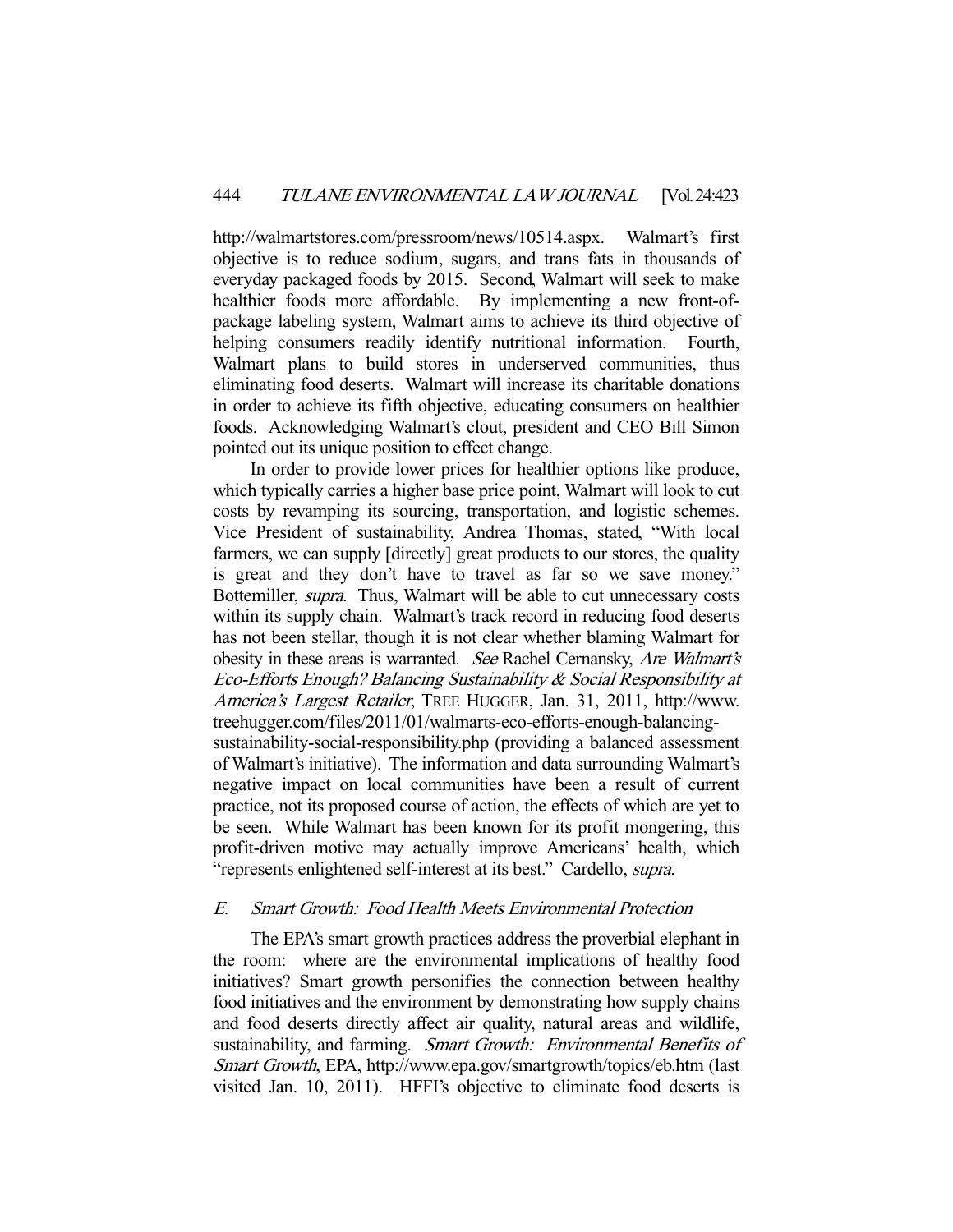http://walmartstores.com/pressroom/news/10514.aspx. Walmart's first objective is to reduce sodium, sugars, and trans fats in thousands of everyday packaged foods by 2015. Second, Walmart will seek to make healthier foods more affordable. By implementing a new front-of-package labeling system, Walmart aims to achieve its third objective of helping consumers readily identify nutritional information. Fourth, Walmart plans to build stores in underserved communities, thus eliminating food deserts. Walmart will increase its charitable donations in order to achieve its fifth objective, educating consumers on healthier foods. Acknowledging Walmart's clout, president and CEO Bill Simon pointed out its unique position to effect change.

In order to provide lower prices for healthier options like produce, which typically carries a higher base price point, Walmart will look to cut costs by revamping its sourcing, transportation, and logistic schemes. Vice President of sustainability, Andrea Thomas, stated, "With local farmers, we can supply [directly] great products to our stores, the quality is great and they don't have to travel as far so we save money." Bottemiller, *supra*. Thus, Walmart will be able to cut unnecessary costs within its supply chain. Walmart's track record in reducing food deserts has not been stellar, though it is not clear whether blaming Walmart for obesity in these areas is warranted. *See* Rachel Cernansky, *Are Walmart's Eco-Efforts Enough? Balancing Sustainability & Social Responsibility at America's Largest Retailer*, TREE HUGGER, Jan. 31, 2011, http://www.treehugger.com/files/2011/01/walmarts-eco-efforts-enough-balancing-sustainability-social-responsibility.php (providing a balanced assessment of Walmart's initiative). The information and data surrounding Walmart's negative impact on local communities have been a result of current practice, not its proposed course of action, the effects of which are yet to be seen. While Walmart has been known for its profit mongering, this profit-driven motive may actually improve Americans' health, which "represents enlightened self-interest at its best." Cardello, *supra*.

### *E. Smart Growth: Food Health Meets Environmental Protection*

The EPA's smart growth practices address the proverbial elephant in the room: where are the environmental implications of healthy food initiatives? Smart growth personifies the connection between healthy food initiatives and the environment by demonstrating how supply chains and food deserts directly affect air quality, natural areas and wildlife, sustainability, and farming. *Smart Growth: Environmental Benefits of Smart Growth*, EPA, http://www.epa.gov/smartgrowth/topics/eb.htm (last visited Jan. 10, 2011). HFFI's objective to eliminate food deserts is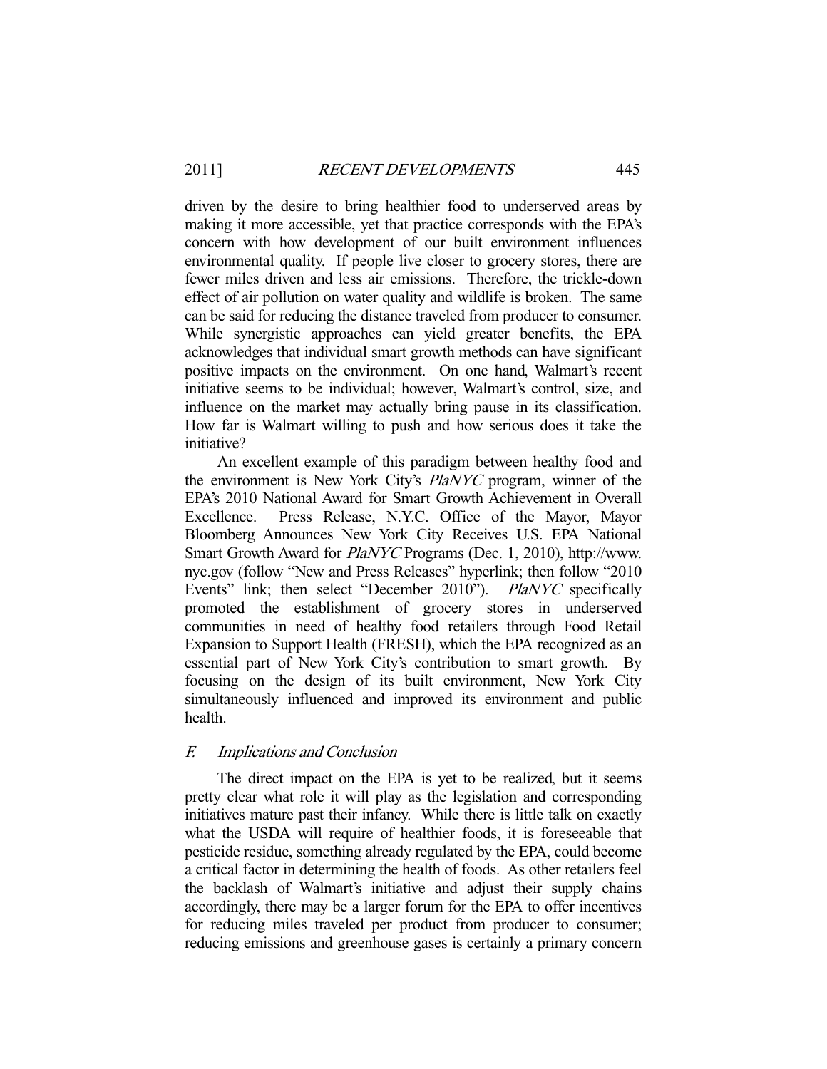driven by the desire to bring healthier food to underserved areas by making it more accessible, yet that practice corresponds with the EPA's concern with how development of our built environment influences environmental quality. If people live closer to grocery stores, there are fewer miles driven and less air emissions. Therefore, the trickle-down effect of air pollution on water quality and wildlife is broken. The same can be said for reducing the distance traveled from producer to consumer. While synergistic approaches can yield greater benefits, the EPA acknowledges that individual smart growth methods can have significant positive impacts on the environment. On one hand, Walmart's recent initiative seems to be individual; however, Walmart's control, size, and influence on the market may actually bring pause in its classification. How far is Walmart willing to push and how serious does it take the initiative?

An excellent example of this paradigm between healthy food and the environment is New York City's *PlaNYC* program, winner of the EPA's 2010 National Award for Smart Growth Achievement in Overall Excellence. Press Release, N.Y.C. Office of the Mayor, Mayor Bloomberg Announces New York City Receives U.S. EPA National Smart Growth Award for *PlaNYC* Programs (Dec. 1, 2010), http://www.nyc.gov (follow "New and Press Releases" hyperlink; then follow "2010 Events" link; then select "December 2010"). *PlaNYC* specifically promoted the establishment of grocery stores in underserved communities in need of healthy food retailers through Food Retail Expansion to Support Health (FRESH), which the EPA recognized as an essential part of New York City's contribution to smart growth. By focusing on the design of its built environment, New York City simultaneously influenced and improved its environment and public health.

### *F. Implications and Conclusion*

The direct impact on the EPA is yet to be realized, but it seems pretty clear what role it will play as the legislation and corresponding initiatives mature past their infancy. While there is little talk on exactly what the USDA will require of healthier foods, it is foreseeable that pesticide residue, something already regulated by the EPA, could become a critical factor in determining the health of foods. As other retailers feel the backlash of Walmart's initiative and adjust their supply chains accordingly, there may be a larger forum for the EPA to offer incentives for reducing miles traveled per product from producer to consumer; reducing emissions and greenhouse gases is certainly a primary concern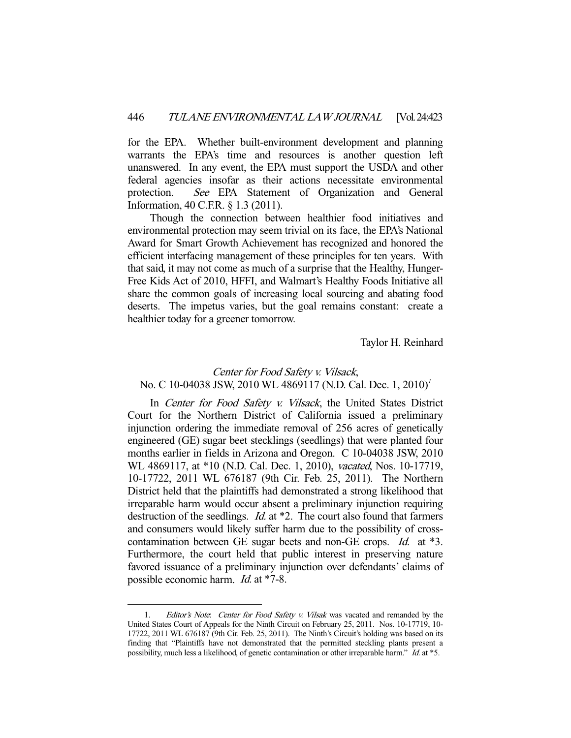for the EPA. Whether built-environment development and planning warrants the EPA's time and resources is another question left unanswered. In any event, the EPA must support the USDA and other federal agencies insofar as their actions necessitate environmental protection. *See* EPA Statement of Organization and General Information, 40 C.F.R. § 1.3 (2011).

Though the connection between healthier food initiatives and environmental protection may seem trivial on its face, the EPA's National Award for Smart Growth Achievement has recognized and honored the efficient interfacing management of these principles for ten years. With that said, it may not come as much of a surprise that the Healthy, Hunger-Free Kids Act of 2010, HFFI, and Walmart's Healthy Foods Initiative all share the common goals of increasing local sourcing and abating food deserts. The impetus varies, but the goal remains constant: create a healthier today for a greener tomorrow.

Taylor H. Reinhard

## *Center for Food Safety v. Vilsack*, No. C 10-04038 JSW, 2010 WL 4869117 (N.D. Cal. Dec. 1, 2010)[1]

In *Center for Food Safety v. Vilsack*, the United States District Court for the Northern District of California issued a preliminary injunction ordering the immediate removal of 256 acres of genetically engineered (GE) sugar beet stecklings (seedlings) that were planted four months earlier in fields in Arizona and Oregon. C 10-04038 JSW, 2010 WL 4869117, at *10 (N.D. Cal. Dec. 1, 2010), *vacated*, Nos. 10-17719, 10-17722, 2011 WL 676187 (9th Cir. Feb. 25, 2011). The Northern District held that the plaintiffs had demonstrated a strong likelihood that irreparable harm would occur absent a preliminary injunction requiring destruction of the seedlings. *Id.* at *2. The court also found that farmers and consumers would likely suffer harm due to the possibility of cross-contamination between GE sugar beets and non-GE crops. *Id.* at *3. Furthermore, the court held that public interest in preserving nature favored issuance of a preliminary injunction over defendants' claims of possible economic harm. *Id.* at *7-8.

1. *Editor's Note*: *Center for Food Safety v. Vilsak* was vacated and remanded by the United States Court of Appeals for the Ninth Circuit on February 25, 2011. Nos. 10-17719, 10-17722, 2011 WL 676187 (9th Cir. Feb. 25, 2011). The Ninth's Circuit's holding was based on its finding that "Plaintiffs have not demonstrated that the permitted steckling plants present a possibility, much less a likelihood, of genetic contamination or other irreparable harm." *Id.* at *5.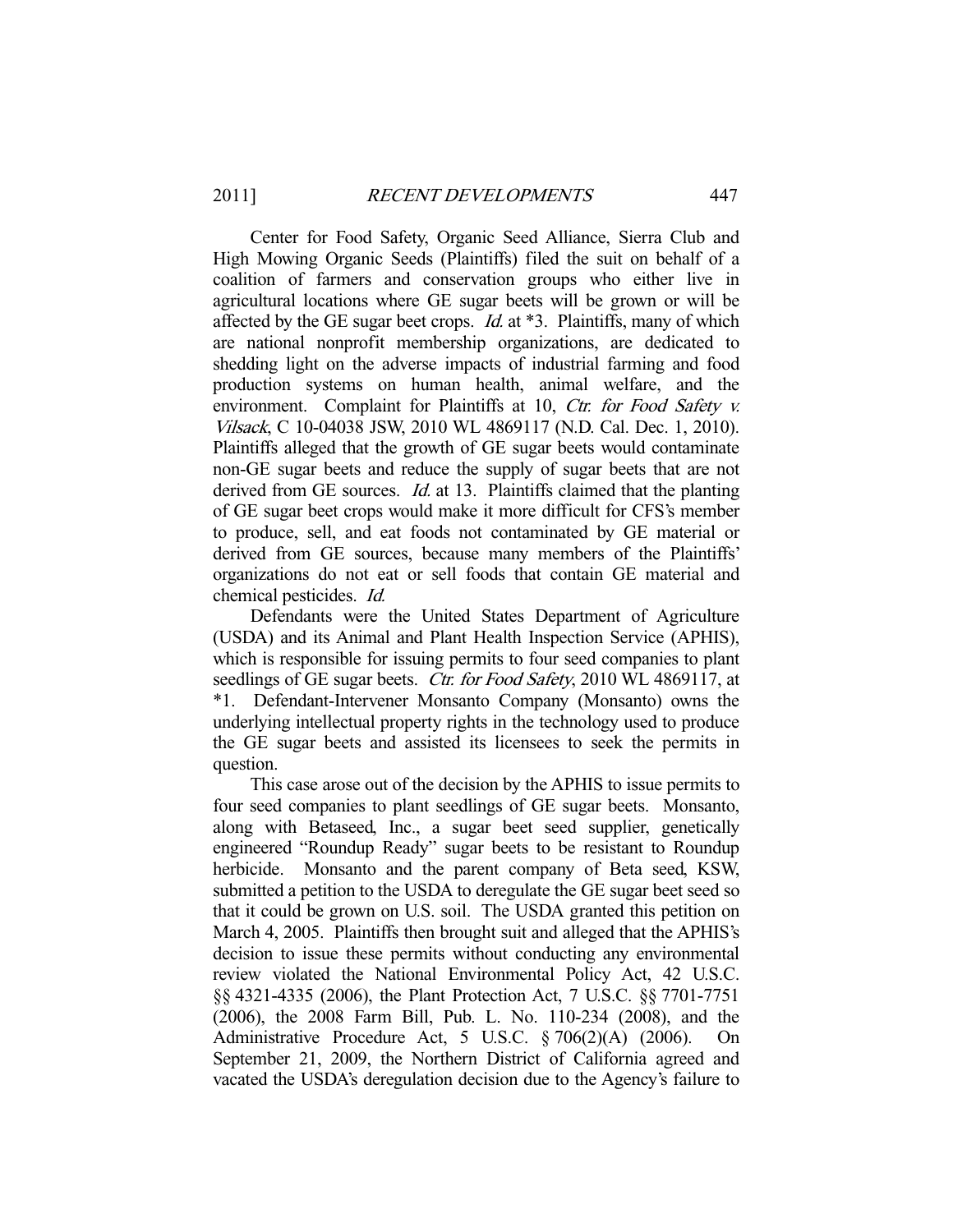Center for Food Safety, Organic Seed Alliance, Sierra Club and High Mowing Organic Seeds (Plaintiffs) filed the suit on behalf of a coalition of farmers and conservation groups who either live in agricultural locations where GE sugar beets will be grown or will be affected by the GE sugar beet crops. *Id.* at *3. Plaintiffs, many of which are national nonprofit membership organizations, are dedicated to shedding light on the adverse impacts of industrial farming and food production systems on human health, animal welfare, and the environment. Complaint for Plaintiffs at 10, *Ctr. for Food Safety v. Vilsack*, C 10-04038 JSW, 2010 WL 4869117 (N.D. Cal. Dec. 1, 2010). Plaintiffs alleged that the growth of GE sugar beets would contaminate non-GE sugar beets and reduce the supply of sugar beets that are not derived from GE sources. *Id.* at 13. Plaintiffs claimed that the planting of GE sugar beet crops would make it more difficult for CFS's member to produce, sell, and eat foods not contaminated by GE material or derived from GE sources, because many members of the Plaintiffs' organizations do not eat or sell foods that contain GE material and chemical pesticides. *Id.*

Defendants were the United States Department of Agriculture (USDA) and its Animal and Plant Health Inspection Service (APHIS), which is responsible for issuing permits to four seed companies to plant seedlings of GE sugar beets. *Ctr. for Food Safety*, 2010 WL 4869117, at *1. Defendant-Intervener Monsanto Company (Monsanto) owns the underlying intellectual property rights in the technology used to produce the GE sugar beets and assisted its licensees to seek the permits in question.

This case arose out of the decision by the APHIS to issue permits to four seed companies to plant seedlings of GE sugar beets. Monsanto, along with Betaseed, Inc., a sugar beet seed supplier, genetically engineered "Roundup Ready" sugar beets to be resistant to Roundup herbicide. Monsanto and the parent company of Beta seed, KSW, submitted a petition to the USDA to deregulate the GE sugar beet seed so that it could be grown on U.S. soil. The USDA granted this petition on March 4, 2005. Plaintiffs then brought suit and alleged that the APHIS's decision to issue these permits without conducting any environmental review violated the National Environmental Policy Act, 42 U.S.C. §§ 4321-4335 (2006), the Plant Protection Act, 7 U.S.C. §§ 7701-7751 (2006), the 2008 Farm Bill, Pub. L. No. 110-234 (2008), and the Administrative Procedure Act, 5 U.S.C. § 706(2)(A) (2006). On September 21, 2009, the Northern District of California agreed and vacated the USDA's deregulation decision due to the Agency's failure to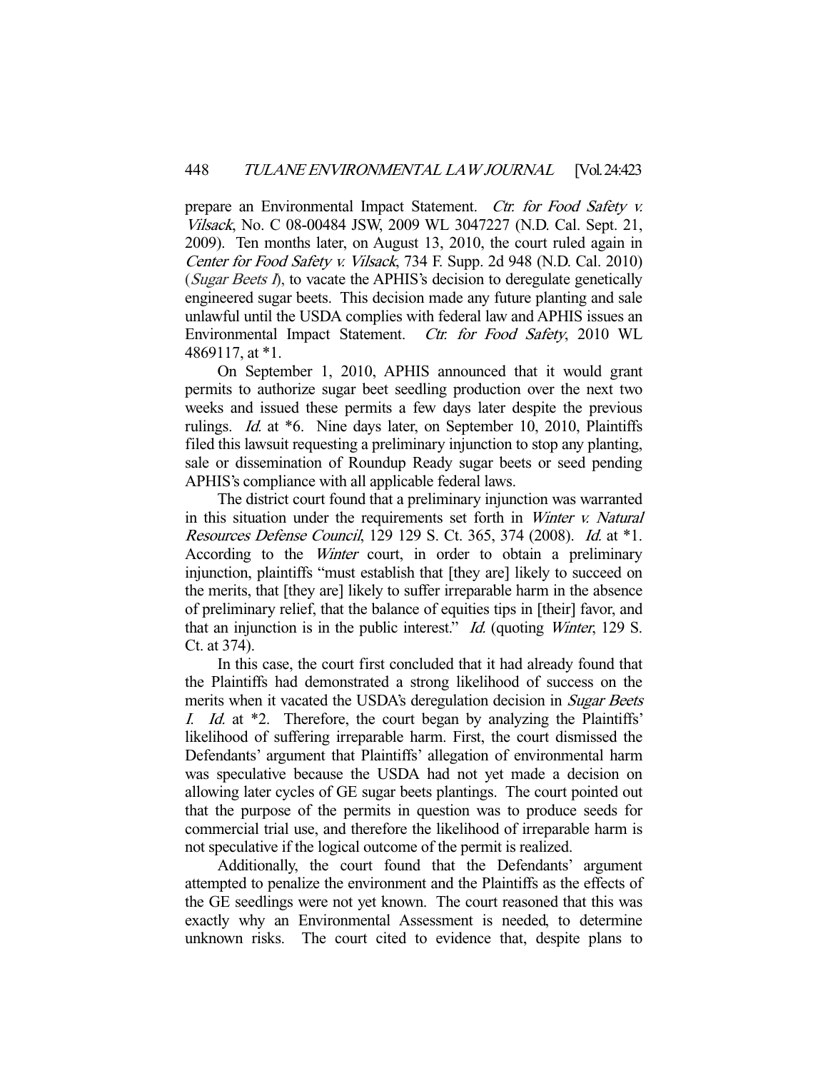prepare an Environmental Impact Statement. *Ctr. for Food Safety v. Vilsack*, No. C 08-00484 JSW, 2009 WL 3047227 (N.D. Cal. Sept. 21, 2009). Ten months later, on August 13, 2010, the court ruled again in *Center for Food Safety v. Vilsack*, 734 F. Supp. 2d 948 (N.D. Cal. 2010) (*Sugar Beets I*), to vacate the APHIS's decision to deregulate genetically engineered sugar beets. This decision made any future planting and sale unlawful until the USDA complies with federal law and APHIS issues an Environmental Impact Statement. *Ctr. for Food Safety*, 2010 WL 4869117, at *1.

On September 1, 2010, APHIS announced that it would grant permits to authorize sugar beet seedling production over the next two weeks and issued these permits a few days later despite the previous rulings. *Id.* at *6. Nine days later, on September 10, 2010, Plaintiffs filed this lawsuit requesting a preliminary injunction to stop any planting, sale or dissemination of Roundup Ready sugar beets or seed pending APHIS's compliance with all applicable federal laws.

The district court found that a preliminary injunction was warranted in this situation under the requirements set forth in *Winter v. Natural Resources Defense Council*, 129 129 S. Ct. 365, 374 (2008). *Id.* at *1. According to the *Winter* court, in order to obtain a preliminary injunction, plaintiffs "must establish that [they are] likely to succeed on the merits, that [they are] likely to suffer irreparable harm in the absence of preliminary relief, that the balance of equities tips in [their] favor, and that an injunction is in the public interest." *Id.* (quoting *Winter*, 129 S. Ct. at 374).

In this case, the court first concluded that it had already found that the Plaintiffs had demonstrated a strong likelihood of success on the merits when it vacated the USDA's deregulation decision in *Sugar Beets I*. *Id.* at *2. Therefore, the court began by analyzing the Plaintiffs' likelihood of suffering irreparable harm. First, the court dismissed the Defendants' argument that Plaintiffs' allegation of environmental harm was speculative because the USDA had not yet made a decision on allowing later cycles of GE sugar beets plantings. The court pointed out that the purpose of the permits in question was to produce seeds for commercial trial use, and therefore the likelihood of irreparable harm is not speculative if the logical outcome of the permit is realized.

Additionally, the court found that the Defendants' argument attempted to penalize the environment and the Plaintiffs as the effects of the GE seedlings were not yet known. The court reasoned that this was exactly why an Environmental Assessment is needed, to determine unknown risks. The court cited to evidence that, despite plans to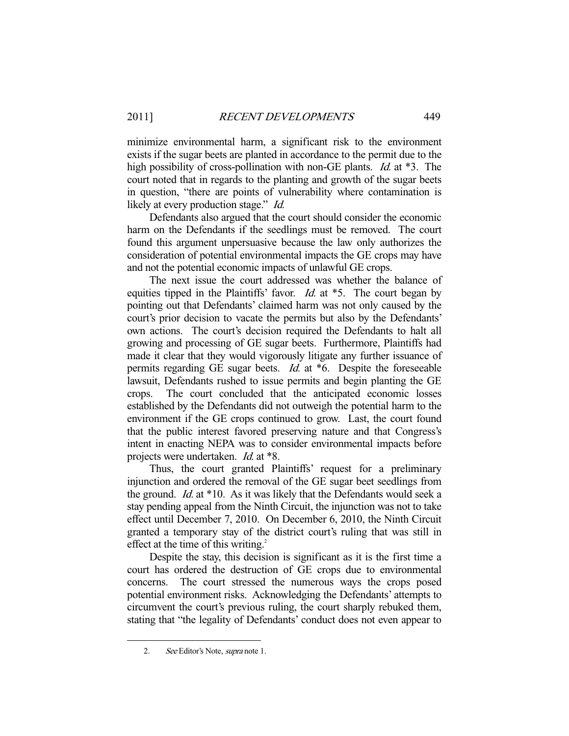minimize environmental harm, a significant risk to the environment exists if the sugar beets are planted in accordance to the permit due to the high possibility of cross-pollination with non-GE plants. *Id.* at *3. The court noted that in regards to the planting and growth of the sugar beets in question, "there are points of vulnerability where contamination is likely at every production stage." *Id.*

Defendants also argued that the court should consider the economic harm on the Defendants if the seedlings must be removed. The court found this argument unpersuasive because the law only authorizes the consideration of potential environmental impacts the GE crops may have and not the potential economic impacts of unlawful GE crops.

The next issue the court addressed was whether the balance of equities tipped in the Plaintiffs' favor. *Id.* at *5. The court began by pointing out that Defendants' claimed harm was not only caused by the court's prior decision to vacate the permits but also by the Defendants' own actions. The court's decision required the Defendants to halt all growing and processing of GE sugar beets. Furthermore, Plaintiffs had made it clear that they would vigorously litigate any further issuance of permits regarding GE sugar beets. *Id.* at *6. Despite the foreseeable lawsuit, Defendants rushed to issue permits and begin planting the GE crops. The court concluded that the anticipated economic losses established by the Defendants did not outweigh the potential harm to the environment if the GE crops continued to grow. Last, the court found that the public interest favored preserving nature and that Congress's intent in enacting NEPA was to consider environmental impacts before projects were undertaken. *Id.* at *8.

Thus, the court granted Plaintiffs' request for a preliminary injunction and ordered the removal of the GE sugar beet seedlings from the ground. *Id.* at *10. As it was likely that the Defendants would seek a stay pending appeal from the Ninth Circuit, the injunction was not to take effect until December 7, 2010. On December 6, 2010, the Ninth Circuit granted a temporary stay of the district court's ruling that was still in effect at the time of this writing.[2]

Despite the stay, this decision is significant as it is the first time a court has ordered the destruction of GE crops due to environmental concerns. The court stressed the numerous ways the crops posed potential environment risks. Acknowledging the Defendants' attempts to circumvent the court's previous ruling, the court sharply rebuked them, stating that "the legality of Defendants' conduct does not even appear to

2. *See* Editor's Note, *supra* note 1.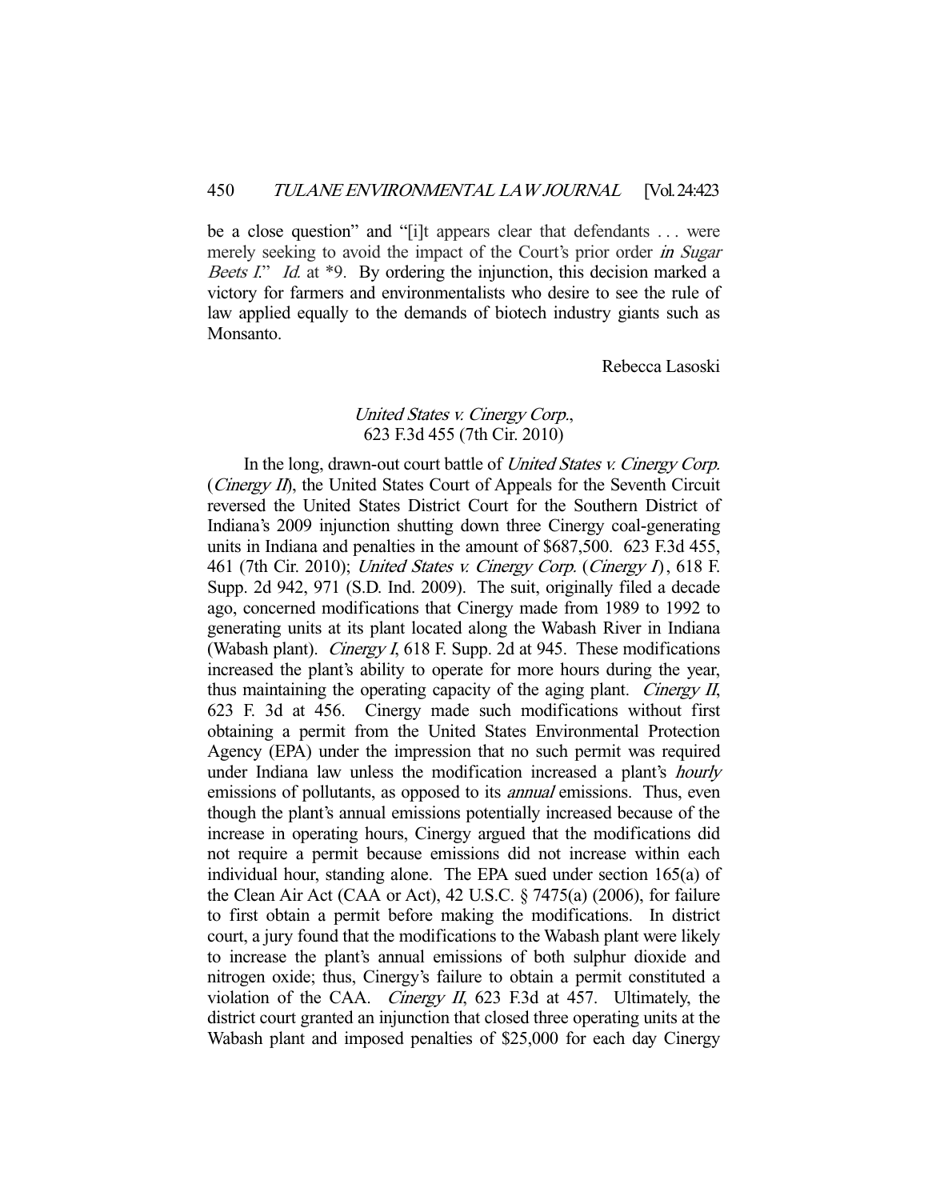be a close question" and "[i]t appears clear that defendants . . . were merely seeking to avoid the impact of the Court's prior order *in Sugar Beets I*." *Id.* at *9. By ordering the injunction, this decision marked a victory for farmers and environmentalists who desire to see the rule of law applied equally to the demands of biotech industry giants such as Monsanto.

Rebecca Lasoski

*United States v. Cinergy Corp.*,
623 F.3d 455 (7th Cir. 2010)

In the long, drawn-out court battle of *United States v. Cinergy Corp.* (*Cinergy II*), the United States Court of Appeals for the Seventh Circuit reversed the United States District Court for the Southern District of Indiana's 2009 injunction shutting down three Cinergy coal-generating units in Indiana and penalties in the amount of $687,500. 623 F.3d 455, 461 (7th Cir. 2010); *United States v. Cinergy Corp.* (*Cinergy I*), 618 F. Supp. 2d 942, 971 (S.D. Ind. 2009). The suit, originally filed a decade ago, concerned modifications that Cinergy made from 1989 to 1992 to generating units at its plant located along the Wabash River in Indiana (Wabash plant). *Cinergy I*, 618 F. Supp. 2d at 945. These modifications increased the plant's ability to operate for more hours during the year, thus maintaining the operating capacity of the aging plant. *Cinergy II*, 623 F. 3d at 456. Cinergy made such modifications without first obtaining a permit from the United States Environmental Protection Agency (EPA) under the impression that no such permit was required under Indiana law unless the modification increased a plant's *hourly* emissions of pollutants, as opposed to its *annual* emissions. Thus, even though the plant's annual emissions potentially increased because of the increase in operating hours, Cinergy argued that the modifications did not require a permit because emissions did not increase within each individual hour, standing alone. The EPA sued under section 165(a) of the Clean Air Act (CAA or Act), 42 U.S.C. § 7475(a) (2006), for failure to first obtain a permit before making the modifications. In district court, a jury found that the modifications to the Wabash plant were likely to increase the plant's annual emissions of both sulphur dioxide and nitrogen oxide; thus, Cinergy's failure to obtain a permit constituted a violation of the CAA. *Cinergy II*, 623 F.3d at 457. Ultimately, the district court granted an injunction that closed three operating units at the Wabash plant and imposed penalties of $25,000 for each day Cinergy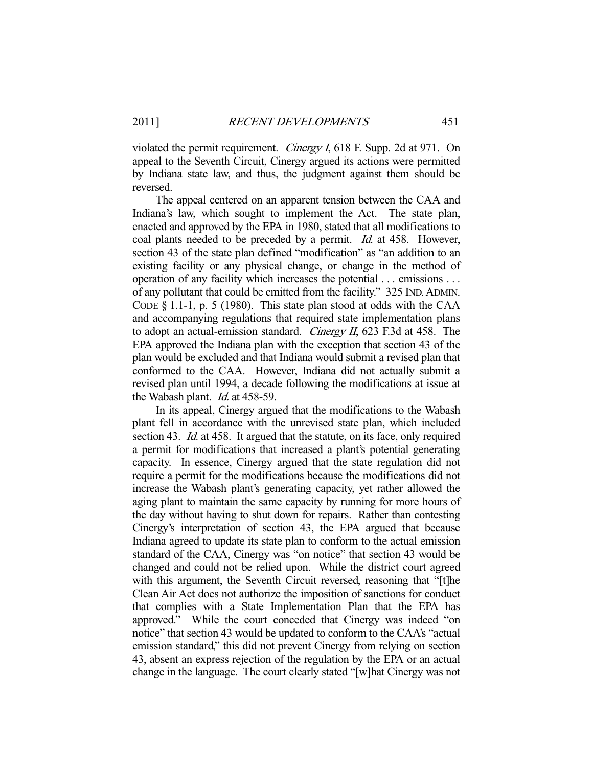violated the permit requirement. *Cinergy I*, 618 F. Supp. 2d at 971. On appeal to the Seventh Circuit, Cinergy argued its actions were permitted by Indiana state law, and thus, the judgment against them should be reversed.

The appeal centered on an apparent tension between the CAA and Indiana's law, which sought to implement the Act. The state plan, enacted and approved by the EPA in 1980, stated that all modifications to coal plants needed to be preceded by a permit. *Id.* at 458. However, section 43 of the state plan defined "modification" as "an addition to an existing facility or any physical change, or change in the method of operation of any facility which increases the potential . . . emissions . . . of any pollutant that could be emitted from the facility." 325 IND. ADMIN. CODE § 1.1-1, p. 5 (1980). This state plan stood at odds with the CAA and accompanying regulations that required state implementation plans to adopt an actual-emission standard. *Cinergy II*, 623 F.3d at 458. The EPA approved the Indiana plan with the exception that section 43 of the plan would be excluded and that Indiana would submit a revised plan that conformed to the CAA. However, Indiana did not actually submit a revised plan until 1994, a decade following the modifications at issue at the Wabash plant. *Id.* at 458-59.

In its appeal, Cinergy argued that the modifications to the Wabash plant fell in accordance with the unrevised state plan, which included section 43. *Id.* at 458. It argued that the statute, on its face, only required a permit for modifications that increased a plant's potential generating capacity. In essence, Cinergy argued that the state regulation did not require a permit for the modifications because the modifications did not increase the Wabash plant's generating capacity, yet rather allowed the aging plant to maintain the same capacity by running for more hours of the day without having to shut down for repairs. Rather than contesting Cinergy's interpretation of section 43, the EPA argued that because Indiana agreed to update its state plan to conform to the actual emission standard of the CAA, Cinergy was "on notice" that section 43 would be changed and could not be relied upon. While the district court agreed with this argument, the Seventh Circuit reversed, reasoning that "[t]he Clean Air Act does not authorize the imposition of sanctions for conduct that complies with a State Implementation Plan that the EPA has approved." While the court conceded that Cinergy was indeed "on notice" that section 43 would be updated to conform to the CAA's "actual emission standard," this did not prevent Cinergy from relying on section 43, absent an express rejection of the regulation by the EPA or an actual change in the language. The court clearly stated "[w]hat Cinergy was not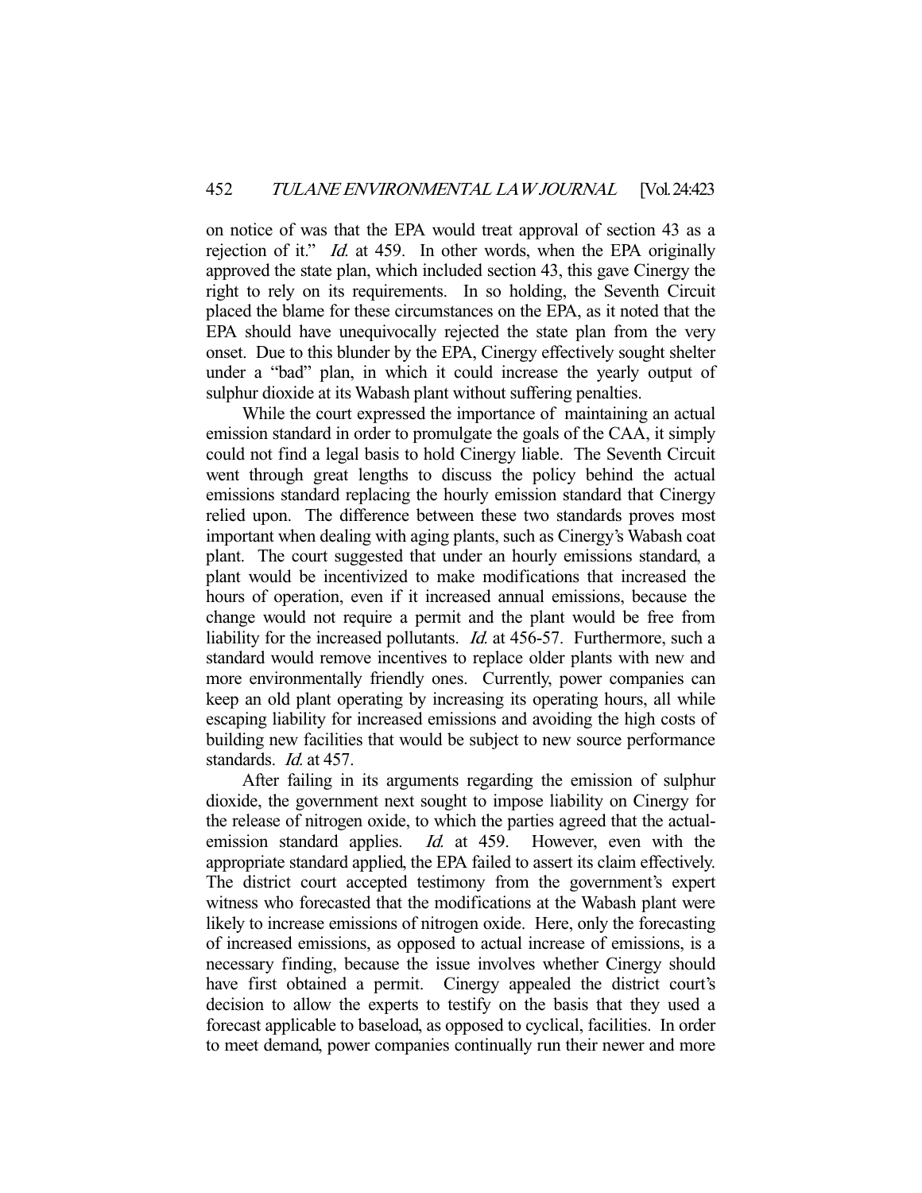on notice of was that the EPA would treat approval of section 43 as a rejection of it." *Id.* at 459. In other words, when the EPA originally approved the state plan, which included section 43, this gave Cinergy the right to rely on its requirements. In so holding, the Seventh Circuit placed the blame for these circumstances on the EPA, as it noted that the EPA should have unequivocally rejected the state plan from the very onset. Due to this blunder by the EPA, Cinergy effectively sought shelter under a "bad" plan, in which it could increase the yearly output of sulphur dioxide at its Wabash plant without suffering penalties.

While the court expressed the importance of maintaining an actual emission standard in order to promulgate the goals of the CAA, it simply could not find a legal basis to hold Cinergy liable. The Seventh Circuit went through great lengths to discuss the policy behind the actual emissions standard replacing the hourly emission standard that Cinergy relied upon. The difference between these two standards proves most important when dealing with aging plants, such as Cinergy's Wabash coat plant. The court suggested that under an hourly emissions standard, a plant would be incentivized to make modifications that increased the hours of operation, even if it increased annual emissions, because the change would not require a permit and the plant would be free from liability for the increased pollutants. *Id.* at 456-57. Furthermore, such a standard would remove incentives to replace older plants with new and more environmentally friendly ones. Currently, power companies can keep an old plant operating by increasing its operating hours, all while escaping liability for increased emissions and avoiding the high costs of building new facilities that would be subject to new source performance standards. *Id.* at 457.

After failing in its arguments regarding the emission of sulphur dioxide, the government next sought to impose liability on Cinergy for the release of nitrogen oxide, to which the parties agreed that the actual-emission standard applies. *Id.* at 459. However, even with the appropriate standard applied, the EPA failed to assert its claim effectively. The district court accepted testimony from the government's expert witness who forecasted that the modifications at the Wabash plant were likely to increase emissions of nitrogen oxide. Here, only the forecasting of increased emissions, as opposed to actual increase of emissions, is a necessary finding, because the issue involves whether Cinergy should have first obtained a permit. Cinergy appealed the district court's decision to allow the experts to testify on the basis that they used a forecast applicable to baseload, as opposed to cyclical, facilities. In order to meet demand, power companies continually run their newer and more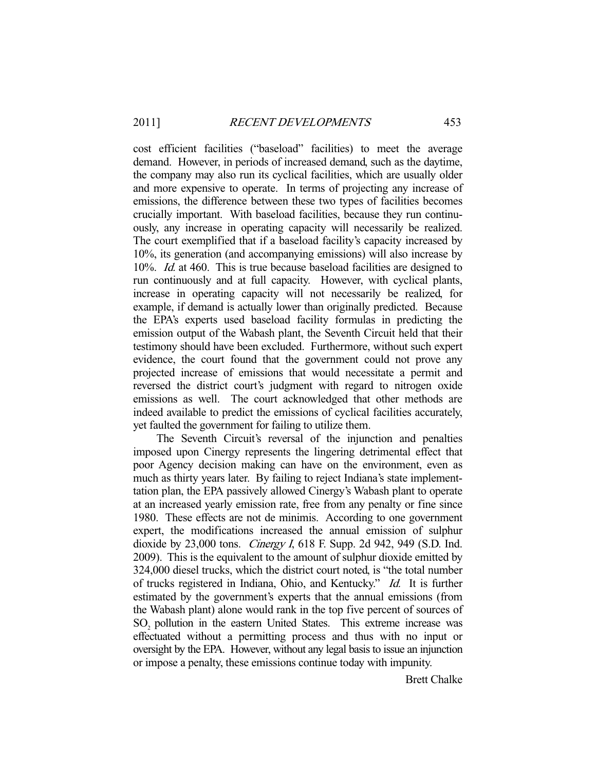cost efficient facilities ("baseload" facilities) to meet the average demand. However, in periods of increased demand, such as the daytime, the company may also run its cyclical facilities, which are usually older and more expensive to operate. In terms of projecting any increase of emissions, the difference between these two types of facilities becomes crucially important. With baseload facilities, because they run continuously, any increase in operating capacity will necessarily be realized. The court exemplified that if a baseload facility's capacity increased by 10%, its generation (and accompanying emissions) will also increase by 10%. *Id.* at 460. This is true because baseload facilities are designed to run continuously and at full capacity. However, with cyclical plants, increase in operating capacity will not necessarily be realized, for example, if demand is actually lower than originally predicted. Because the EPA's experts used baseload facility formulas in predicting the emission output of the Wabash plant, the Seventh Circuit held that their testimony should have been excluded. Furthermore, without such expert evidence, the court found that the government could not prove any projected increase of emissions that would necessitate a permit and reversed the district court's judgment with regard to nitrogen oxide emissions as well. The court acknowledged that other methods are indeed available to predict the emissions of cyclical facilities accurately, yet faulted the government for failing to utilize them.

The Seventh Circuit's reversal of the injunction and penalties imposed upon Cinergy represents the lingering detrimental effect that poor Agency decision making can have on the environment, even as much as thirty years later. By failing to reject Indiana's state implementtation plan, the EPA passively allowed Cinergy's Wabash plant to operate at an increased yearly emission rate, free from any penalty or fine since 1980. These effects are not de minimis. According to one government expert, the modifications increased the annual emission of sulphur dioxide by 23,000 tons. *Cinergy I*, 618 F. Supp. 2d 942, 949 (S.D. Ind. 2009). This is the equivalent to the amount of sulphur dioxide emitted by 324,000 diesel trucks, which the district court noted, is "the total number of trucks registered in Indiana, Ohio, and Kentucky." *Id.* It is further estimated by the government's experts that the annual emissions (from the Wabash plant) alone would rank in the top five percent of sources of $SO_2$ pollution in the eastern United States. This extreme increase was effectuated without a permitting process and thus with no input or oversight by the EPA. However, without any legal basis to issue an injunction or impose a penalty, these emissions continue today with impunity.

Brett Chalke